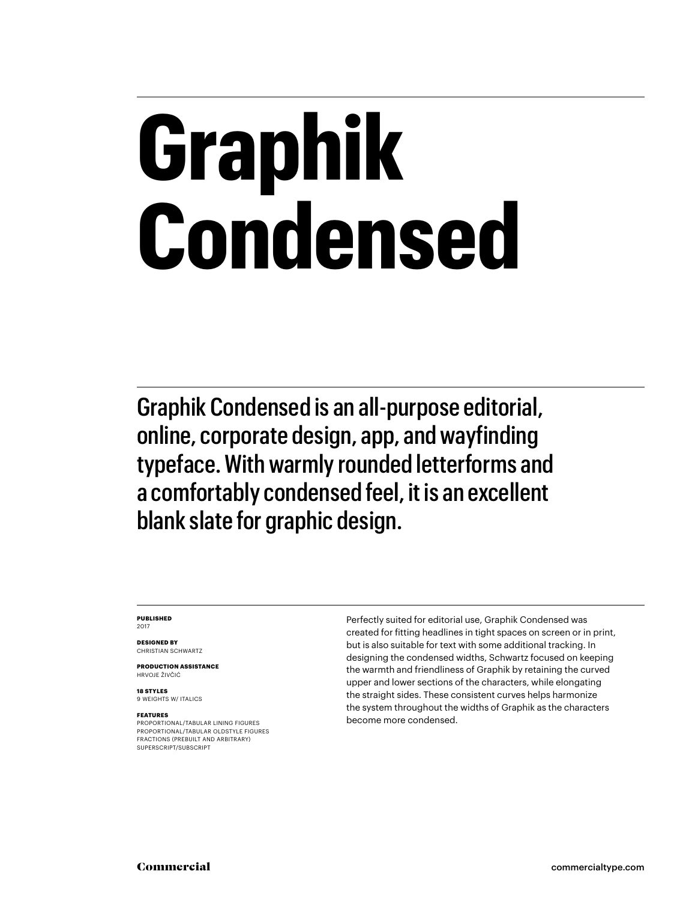# Graphik Condensed

Graphik Condensed is an all-purpose editorial, online, corporate design, app, and wayfinding typeface. With warmly rounded letterforms and a comfortably condensed feel, it is an excellent blank slate for graphic design.

**PUBLISHED**
2017

**DESIGNED BY**
CHRISTIAN SCHWARTZ

**PRODUCTION ASSISTANCE**
HRVOJE ŽIVČIĆ

**18 STYLES**
9 WEIGHTS W/ ITALICS

**FEATURES**
PROPORTIONAL/TABULAR LINING FIGURES
PROPORTIONAL/TABULAR OLDSTYLE FIGURES
FRACTIONS (PREBUILT AND ARBITRARY)
SUPERSCRIPT/SUBSCRIPT

Perfectly suited for editorial use, Graphik Condensed was created for fitting headlines in tight spaces on screen or in print, but is also suitable for text with some additional tracking. In designing the condensed widths, Schwartz focused on keeping the warmth and friendliness of Graphik by retaining the curved upper and lower sections of the characters, while elongating the straight sides. These consistent curves helps harmonize the system throughout the widths of Graphik as the characters become more condensed.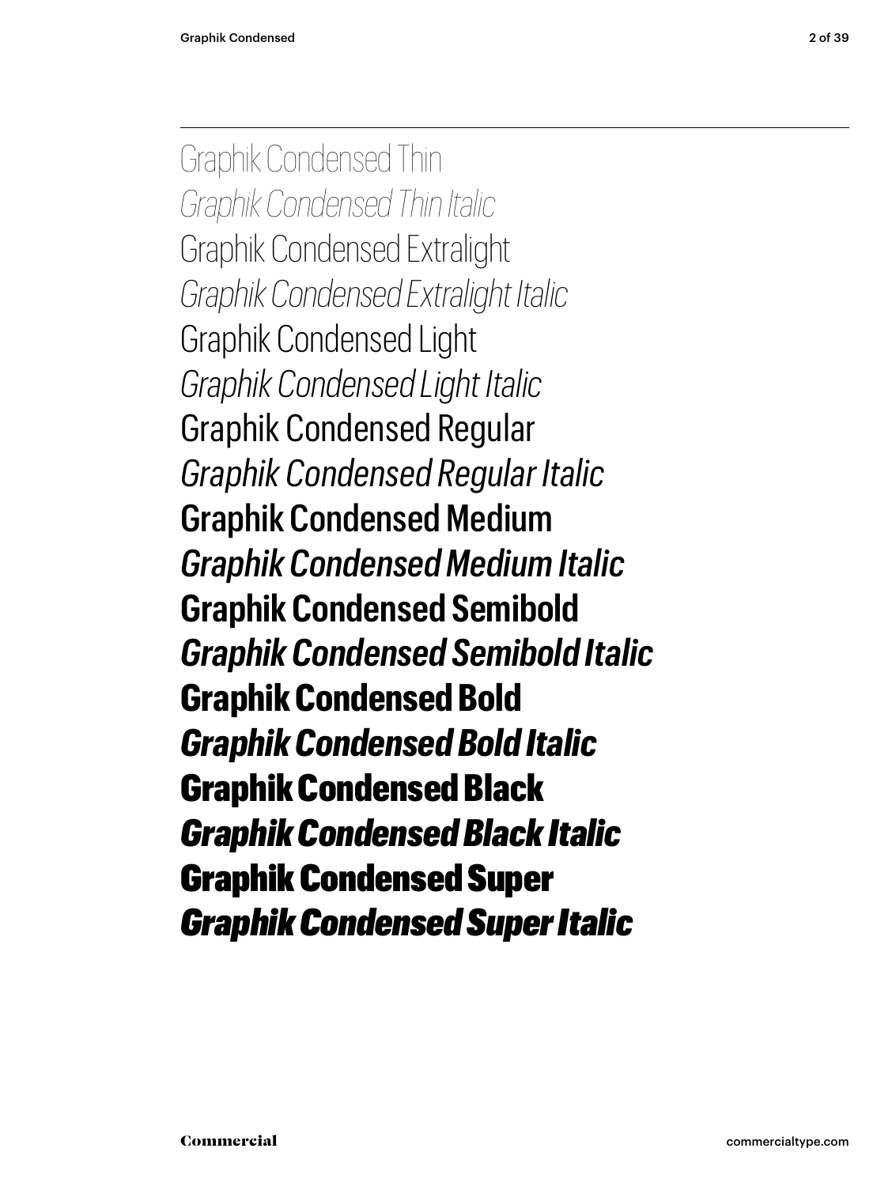Graphik Condensed Thin

*Graphik Condensed Thin Italic*

Graphik Condensed Extralight

*Graphik Condensed Extralight Italic*

Graphik Condensed Light

*Graphik Condensed Light Italic*

Graphik Condensed Regular

*Graphik Condensed Regular Italic*

**Graphik Condensed Medium**

***Graphik Condensed Medium Italic***

**Graphik Condensed Semibold**

***Graphik Condensed Semibold Italic***

**Graphik Condensed Bold**

***Graphik Condensed Bold Italic***

**Graphik Condensed Black**

***Graphik Condensed Black Italic***

**Graphik Condensed Super**

***Graphik Condensed Super Italic***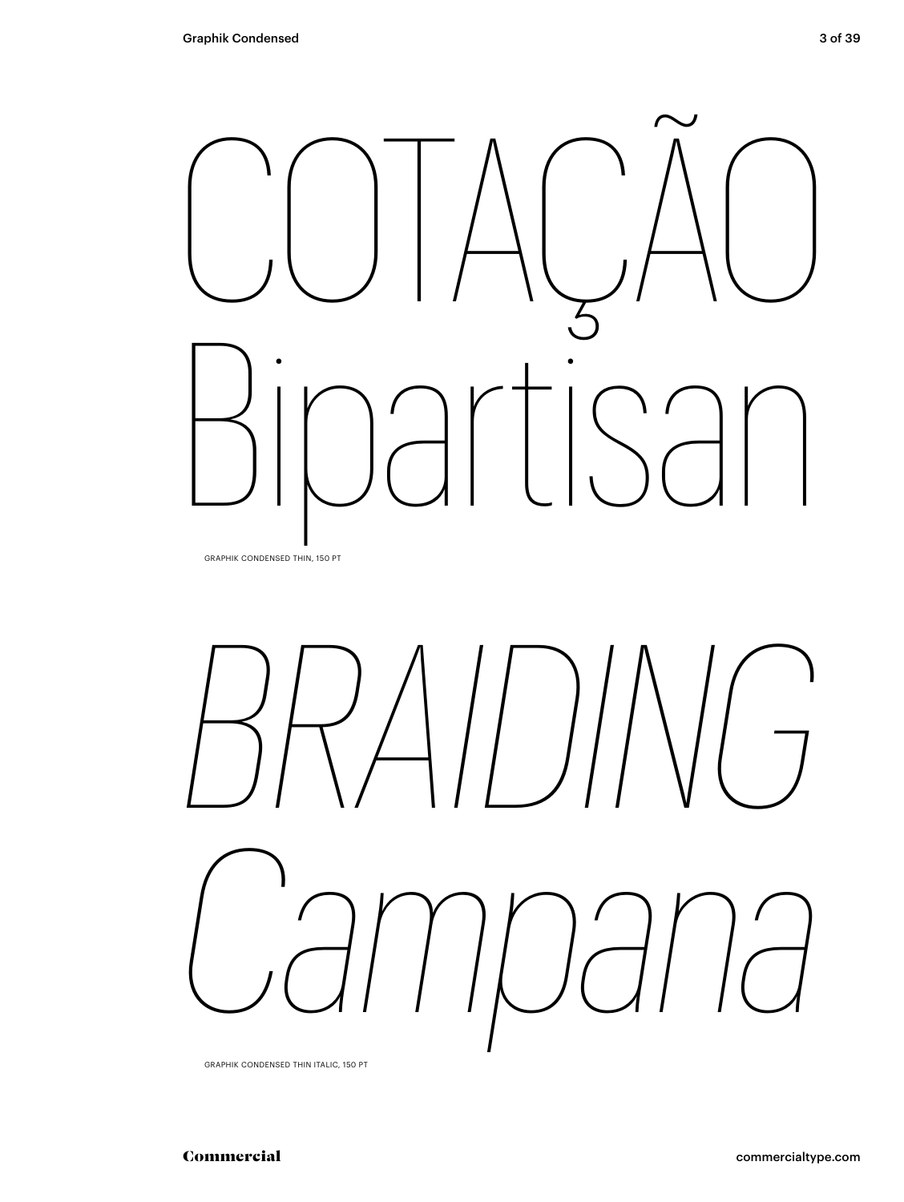COTAÇÃO
Bipartisan

GRAPHIK CONDENSED THIN, 150 PT

*BRAIDING*
*Campana*

GRAPHIK CONDENSED THIN ITALIC, 150 PT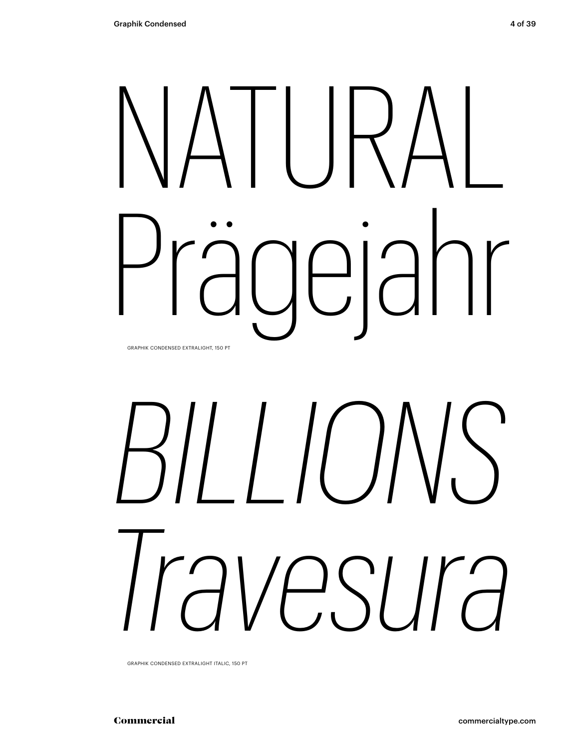NATURAL
Prägejahr

GRAPHIK CONDENSED EXTRALIGHT, 150 PT

*BILLIONS*
*Travesura*

GRAPHIK CONDENSED EXTRALIGHT ITALIC, 150 PT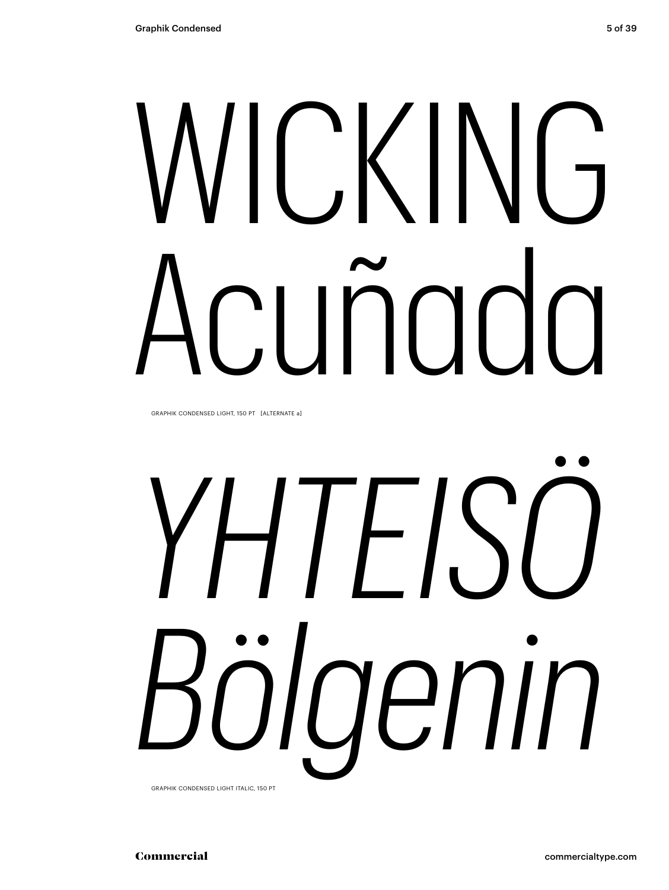# WICKING Acuñada

GRAPHIK CONDENSED LIGHT, 150 PT [ALTERNATE a]

# *YHTEISÖ Bölgenin*

GRAPHIK CONDENSED LIGHT ITALIC, 150 PT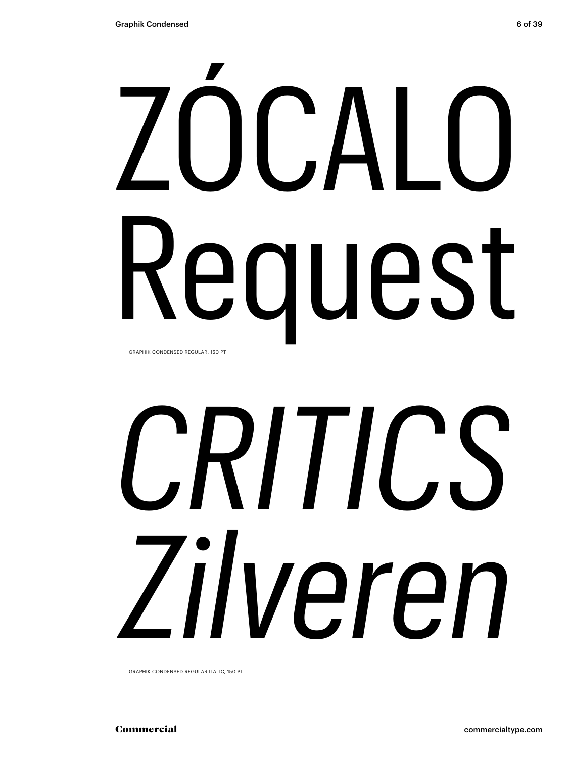ZÓCALO
Request

GRAPHIK CONDENSED REGULAR, 150 PT

*CRITICS*
*Zilveren*

GRAPHIK CONDENSED REGULAR ITALIC, 150 PT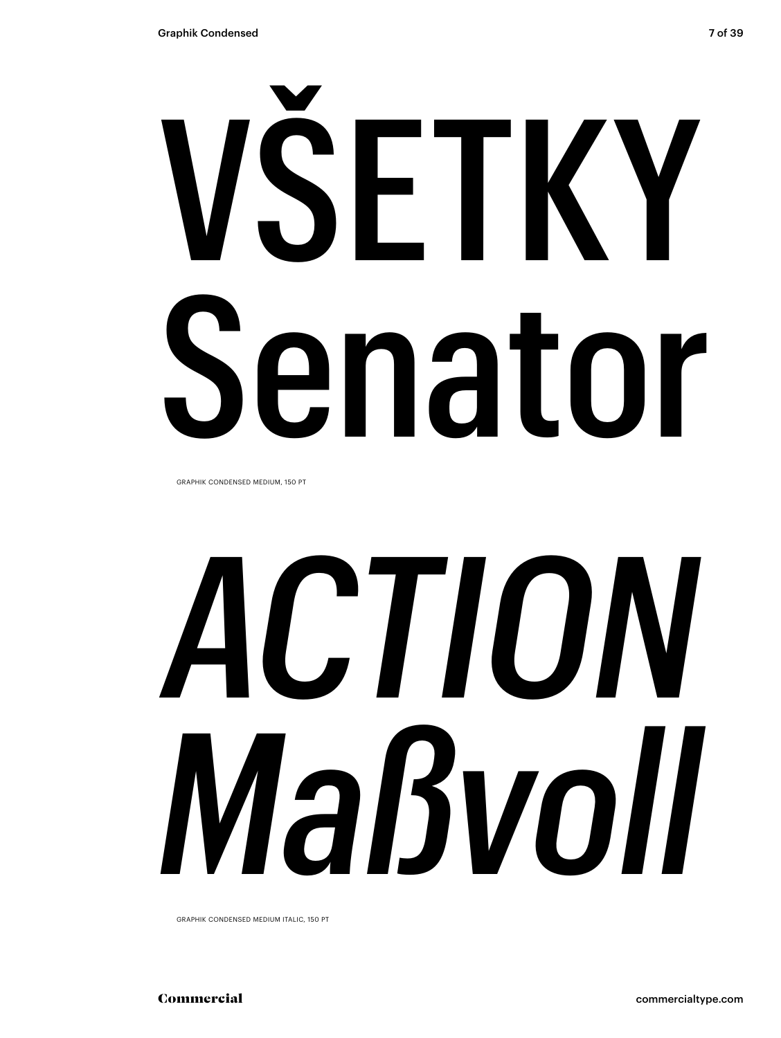VŠETKY
Senator

GRAPHIK CONDENSED MEDIUM, 150 PT

*ACTION*
*Maßvoll*

GRAPHIK CONDENSED MEDIUM ITALIC, 150 PT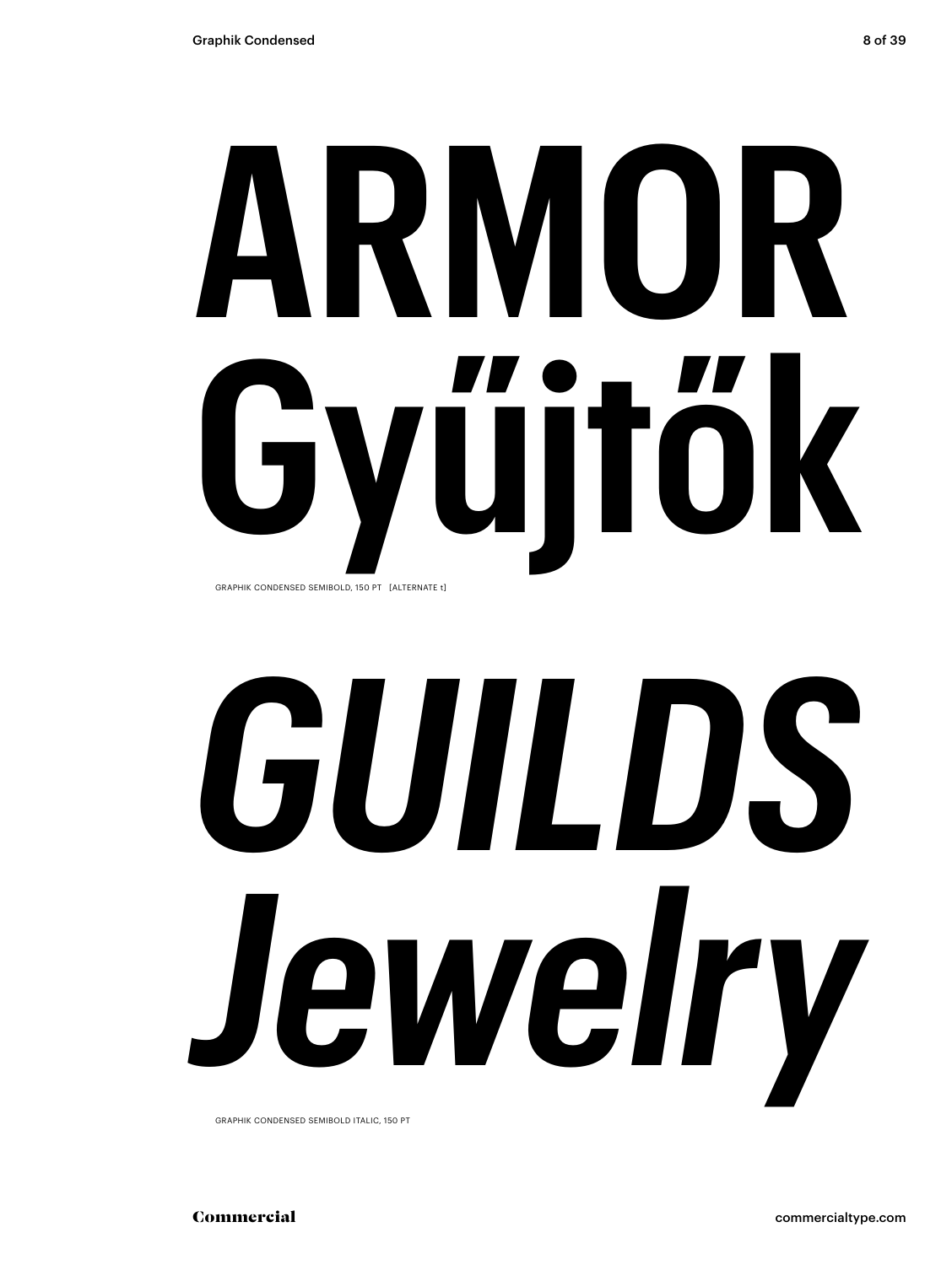ARMOR
Gyűjtők

GRAPHIK CONDENSED SEMIBOLD, 150 PT [ALTERNATE t]

*GUILDS*
*Jewelry*

GRAPHIK CONDENSED SEMIBOLD ITALIC, 150 PT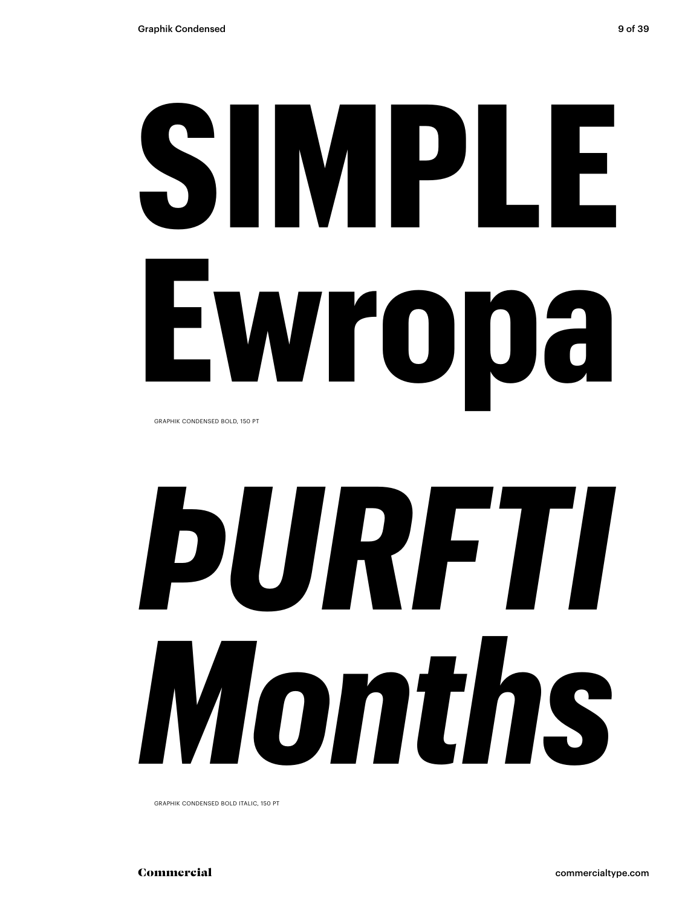**SIMPLE Ewropa**

GRAPHIK CONDENSED BOLD, 150 PT

***ÞURFTI Months***

GRAPHIK CONDENSED BOLD ITALIC, 150 PT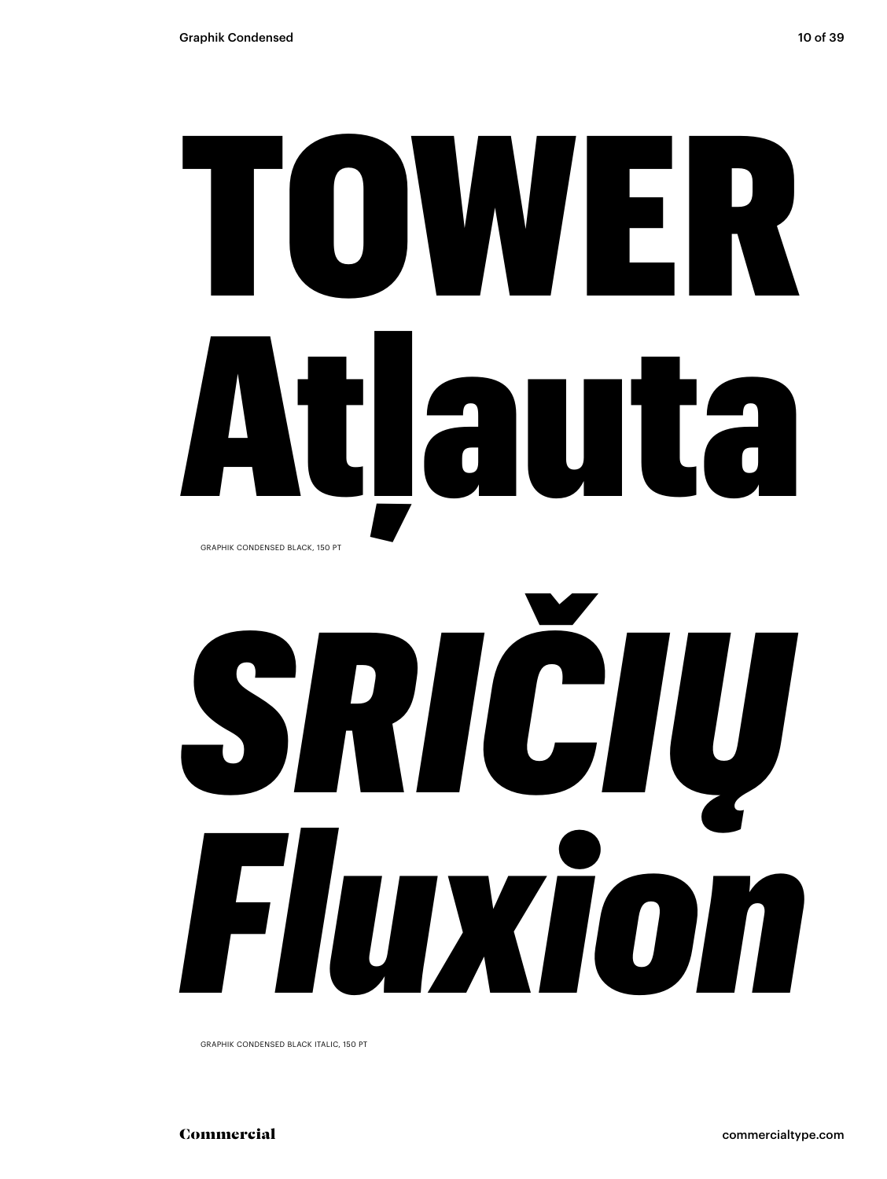# TOWER Atļauta

GRAPHIK CONDENSED BLACK, 150 PT

# *SRIČIŲ Fluxion*

GRAPHIK CONDENSED BLACK ITALIC, 150 PT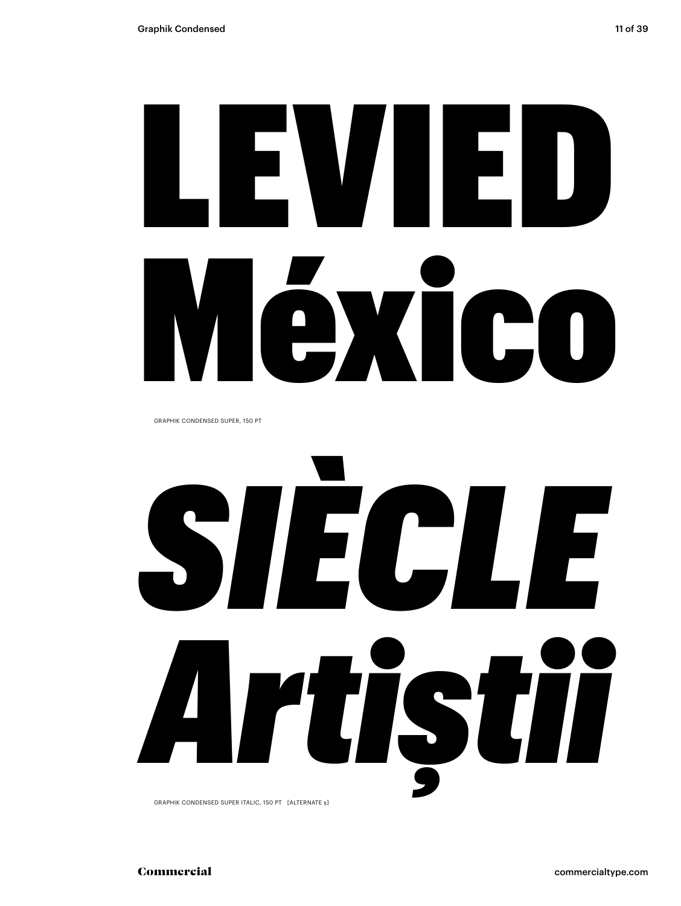# LEVIED México

GRAPHIK CONDENSED SUPER, 150 PT

# *SIÈCLE Artiștii*

GRAPHIK CONDENSED SUPER ITALIC, 150 PT [ALTERNATE ș]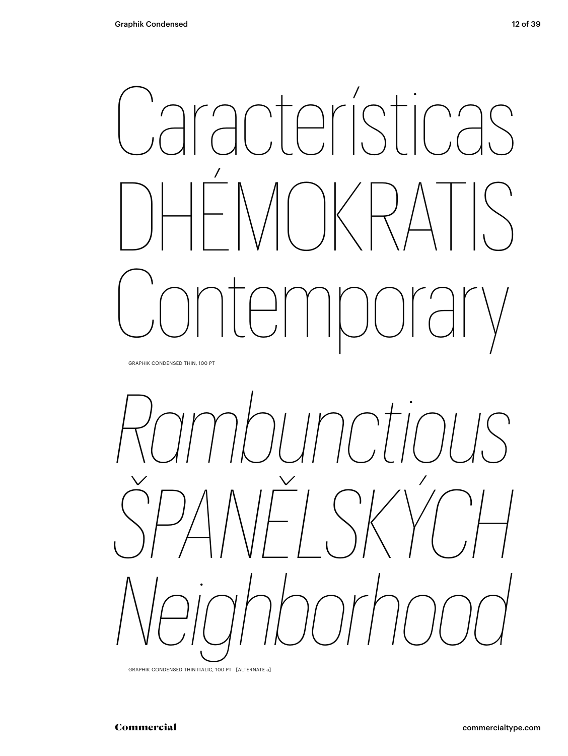Características
DHÉMOKRATIS
Contemporary

GRAPHIK CONDENSED THIN, 100 PT

*Rambunctious*
*ŠPANĚLSKÝCH*
*Neighborhood*

GRAPHIK CONDENSED THIN ITALIC, 100 PT [ALTERNATE a]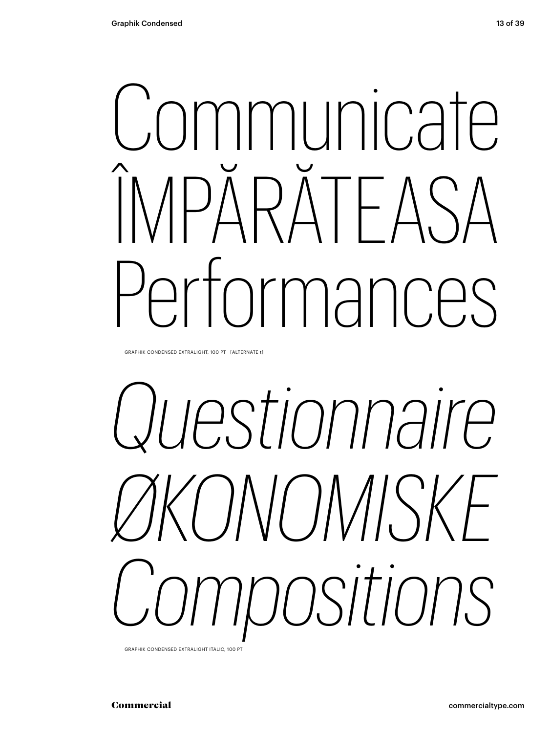Communicate
ÎMPĂRĂTEASA
Performances

GRAPHIK CONDENSED EXTRALIGHT, 100 PT [ALTERNATE t]

*Questionnaire*
*ØKONOMISKE*
*Compositions*

GRAPHIK CONDENSED EXTRALIGHT ITALIC, 100 PT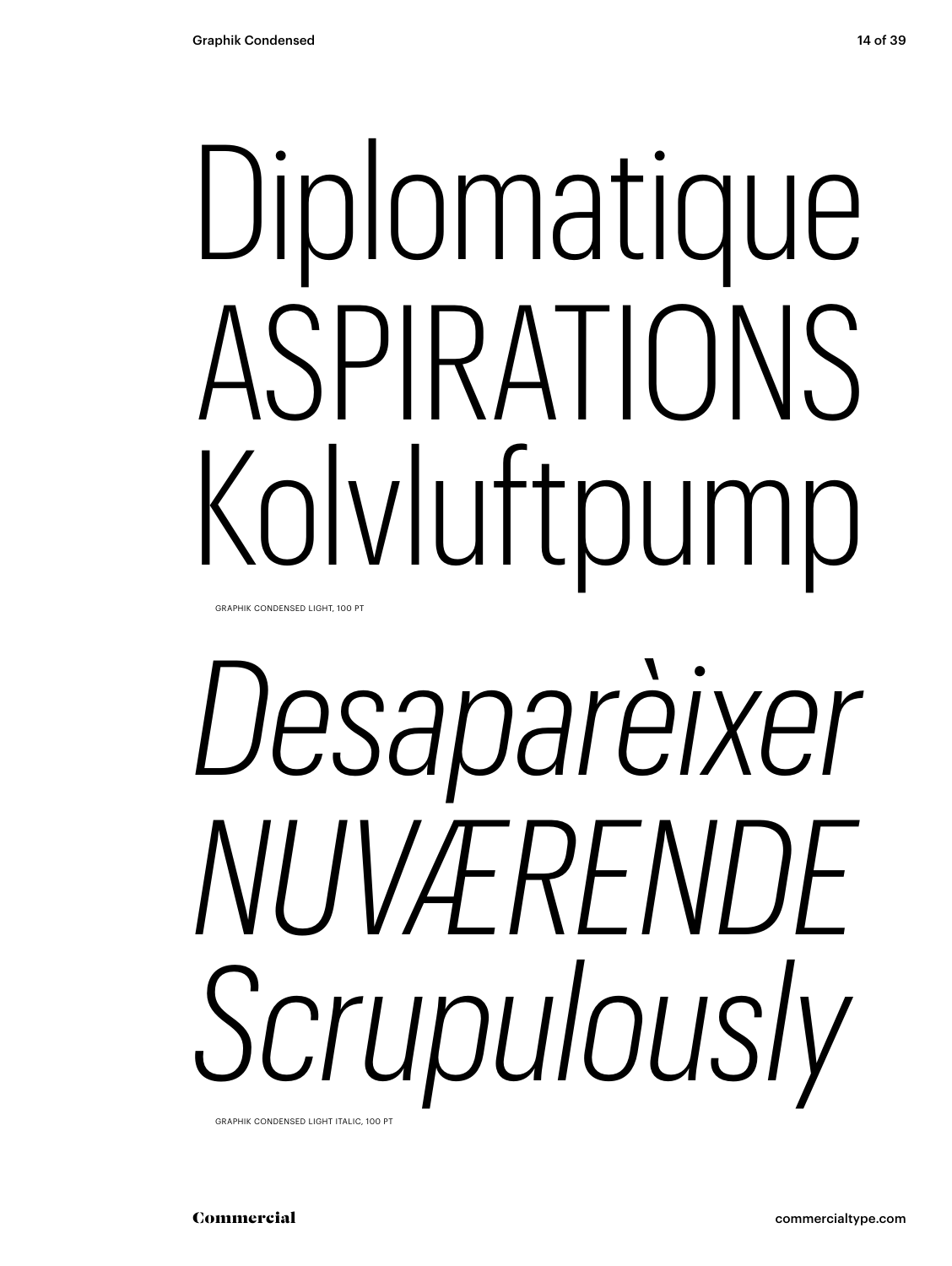Diplomatique
ASPIRATIONS
Kolvluftpump

GRAPHIK CONDENSED LIGHT, 100 PT

*Desaparèixer*
*NUVÆRENDE*
*Scrupulously*

GRAPHIK CONDENSED LIGHT ITALIC, 100 PT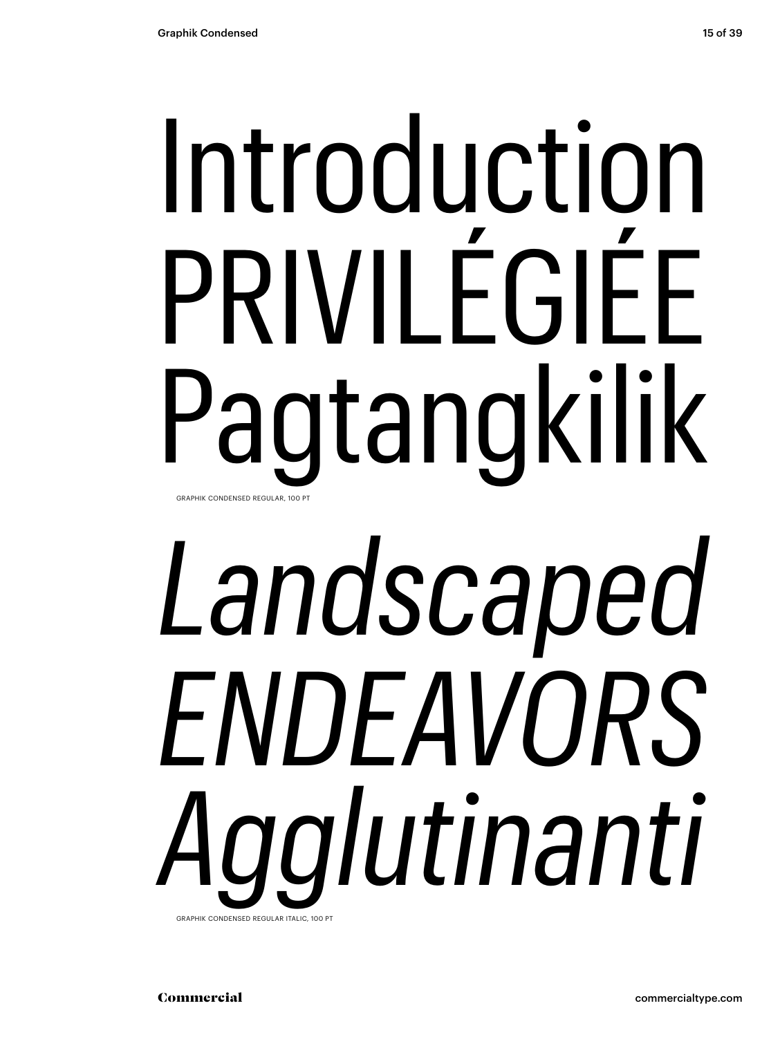Introduction
PRIVILÉGIÉE
Pagtangkilik

GRAPHIK CONDENSED REGULAR, 100 PT

*Landscaped*
*ENDEAVORS*
*Agglutinanti*

GRAPHIK CONDENSED REGULAR ITALIC, 100 PT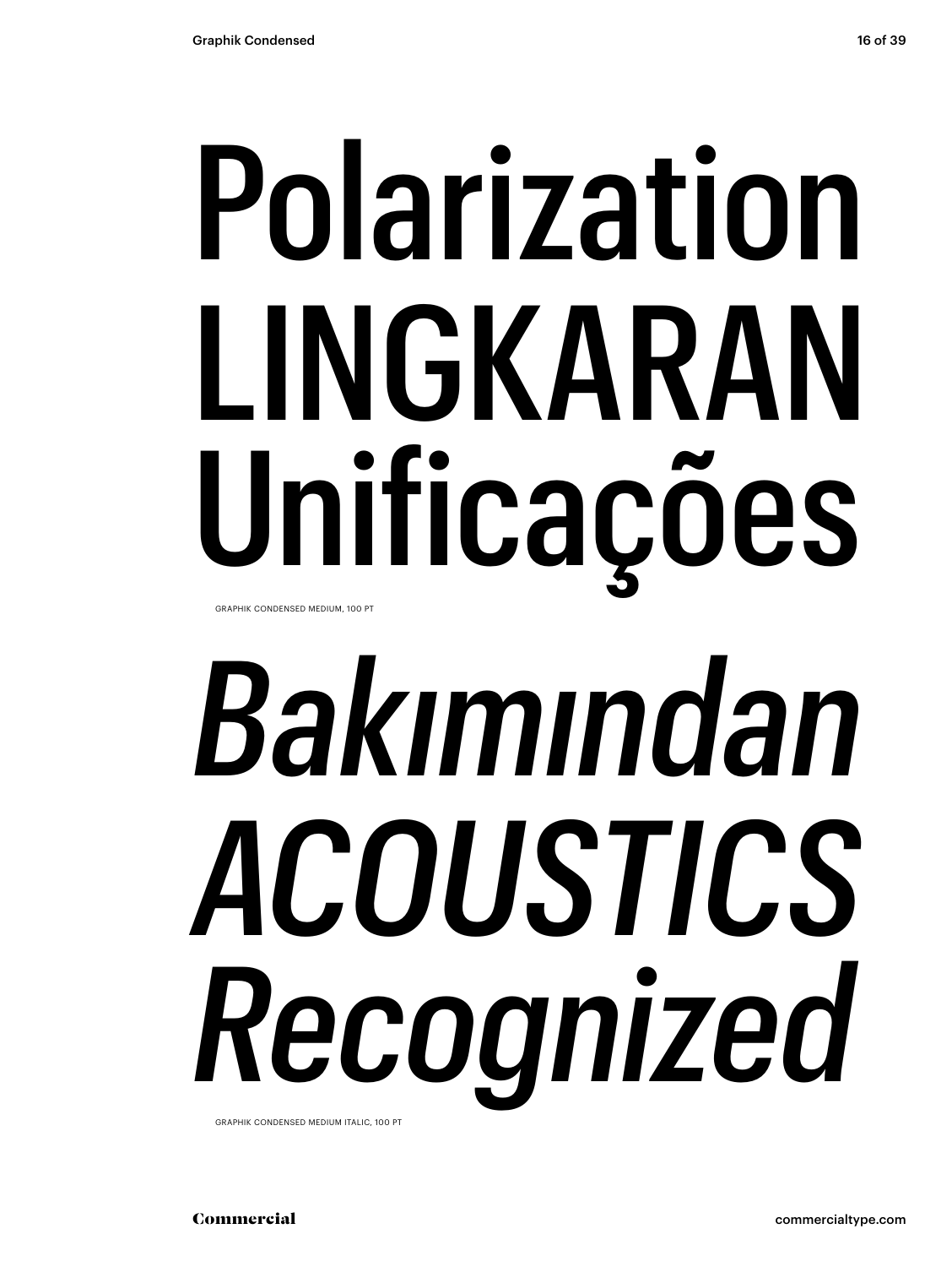Polarization
LINGKARAN
Unificações

GRAPHIK CONDENSED MEDIUM, 100 PT

*Bakımından*
*ACOUSTICS*
*Recognized*

GRAPHIK CONDENSED MEDIUM ITALIC, 100 PT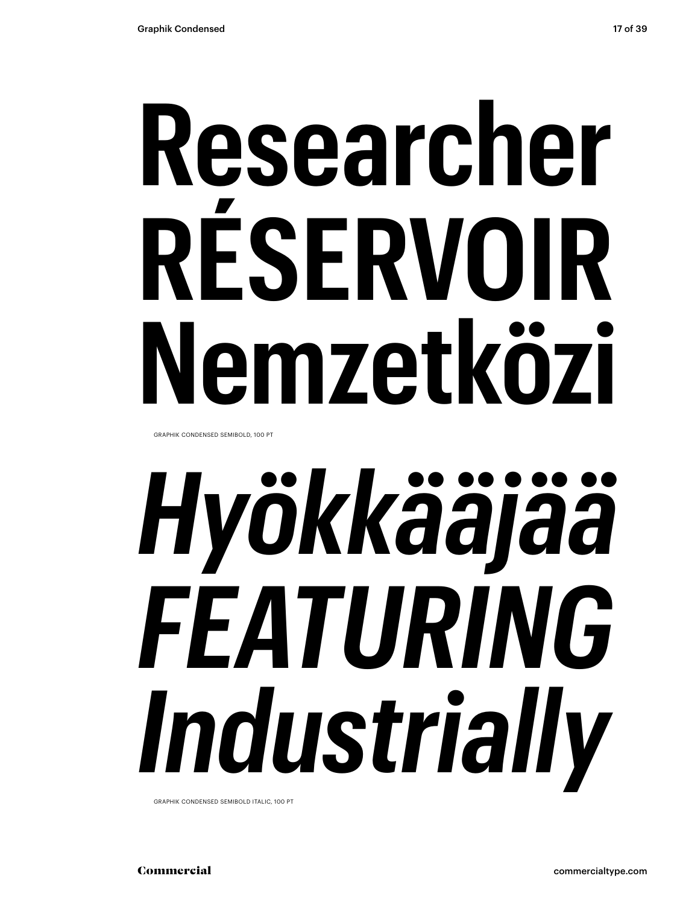Researcher
RÉSERVOIR
Nemzetközi

GRAPHIK CONDENSED SEMIBOLD, 100 PT

*Hyökkääjää*
*FEATURING*
*Industrially*

GRAPHIK CONDENSED SEMIBOLD ITALIC, 100 PT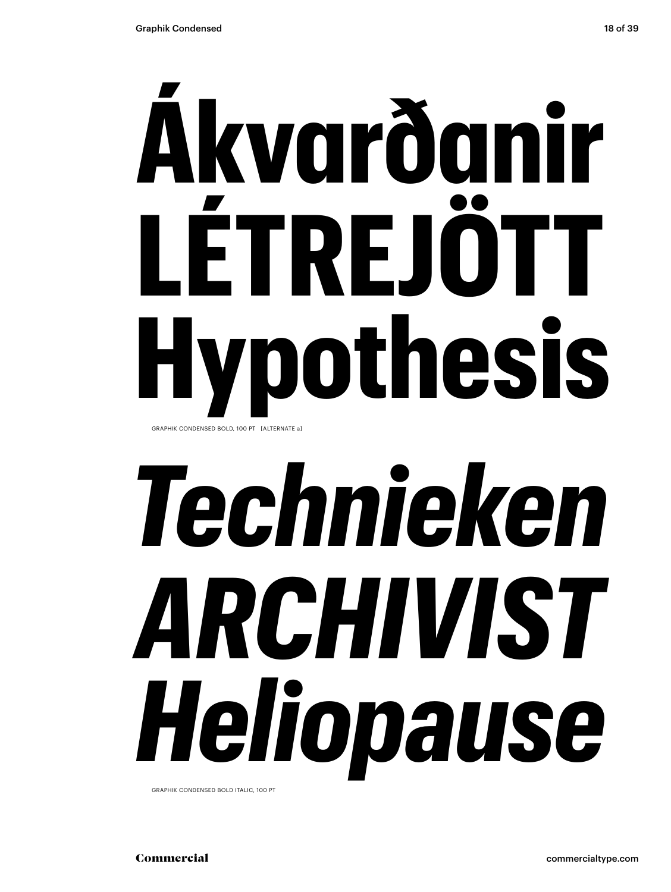# Ákvarðanir LÉTREJÖTT Hypothesis

GRAPHIK CONDENSED BOLD, 100 PT [ALTERNATE a]

# *Technieken ARCHIVIST Heliopause*

GRAPHIK CONDENSED BOLD ITALIC, 100 PT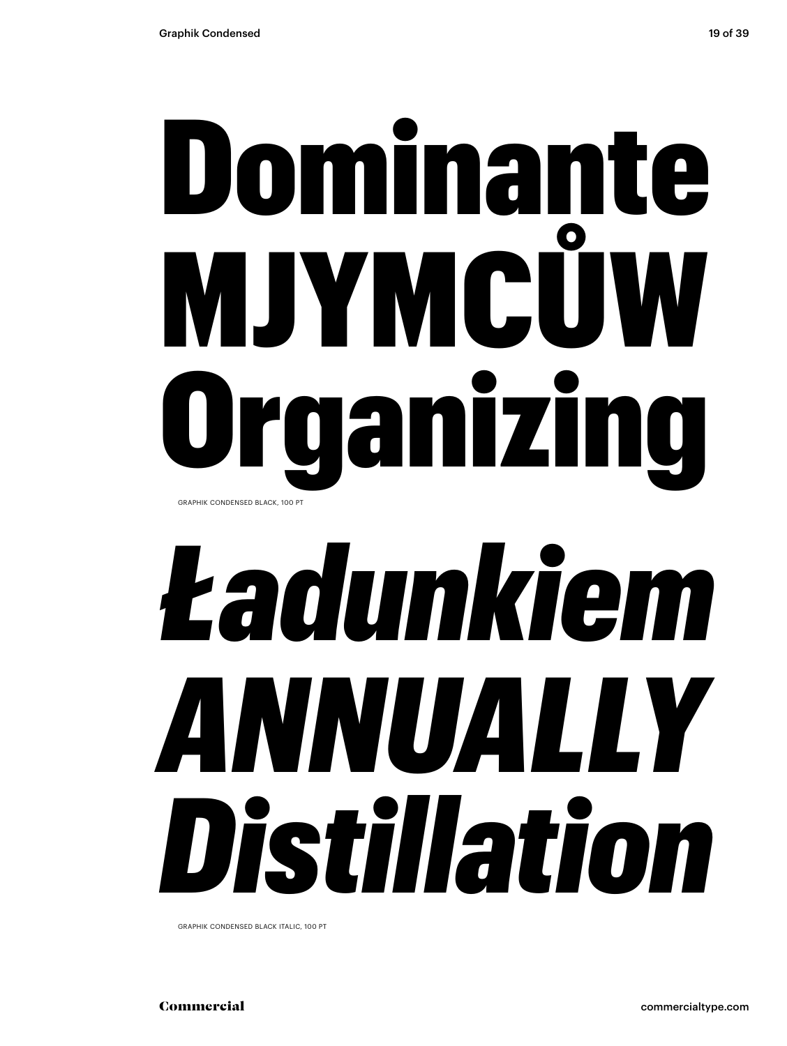Dominante
MJYMCŮW
Organizing

GRAPHIK CONDENSED BLACK, 100 PT

*Ładunkiem*
*ANNUALLY*
*Distillation*

GRAPHIK CONDENSED BLACK ITALIC, 100 PT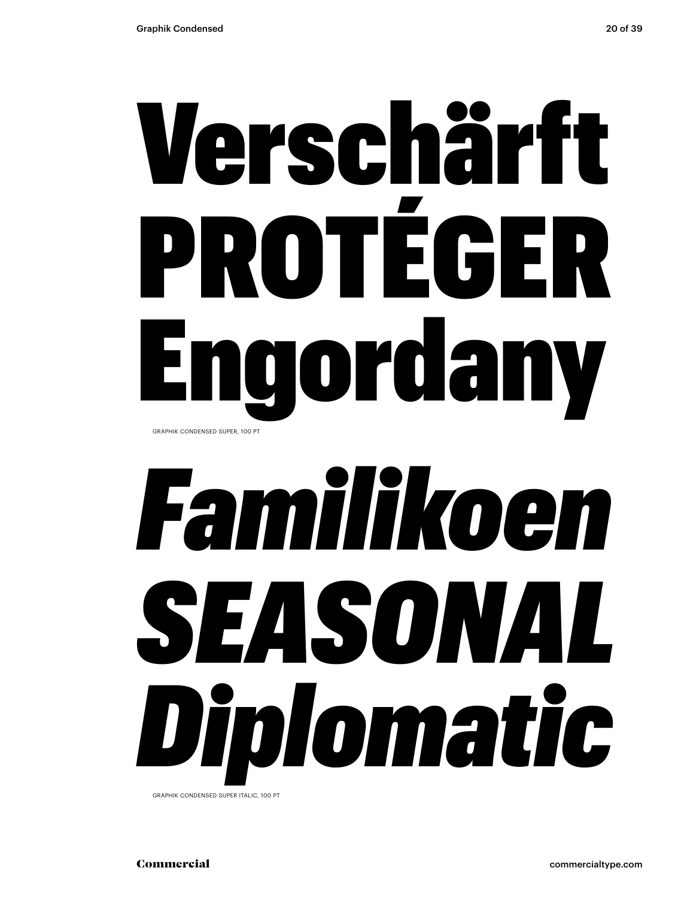# Verschärft PROTÉGER Engordany

GRAPHIK CONDENSED SUPER, 100 PT

# *Familikoen SEASONAL Diplomatic*

GRAPHIK CONDENSED SUPER ITALIC, 100 PT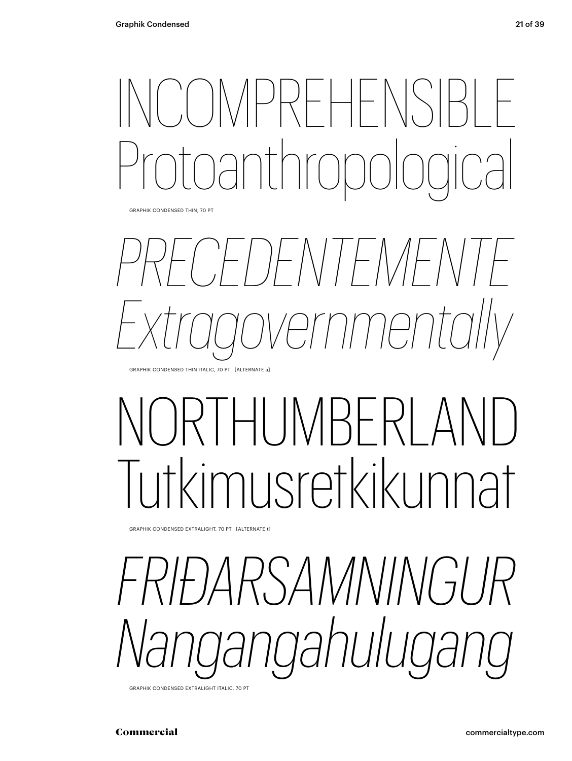INCOMPREHENSIBLE
Protoanthropological

GRAPHIK CONDENSED THIN, 70 PT

*PRECEDENTEMENTE*
*Extragovernmentally*

GRAPHIK CONDENSED THIN ITALIC, 70 PT [ALTERNATE a]

NORTHUMBERLAND
Tutkimusretkikunnat

GRAPHIK CONDENSED EXTRALIGHT, 70 PT [ALTERNATE t]

*FRIÐARSAMNINGUR*
*Nangangahulugang*

GRAPHIK CONDENSED EXTRALIGHT ITALIC, 70 PT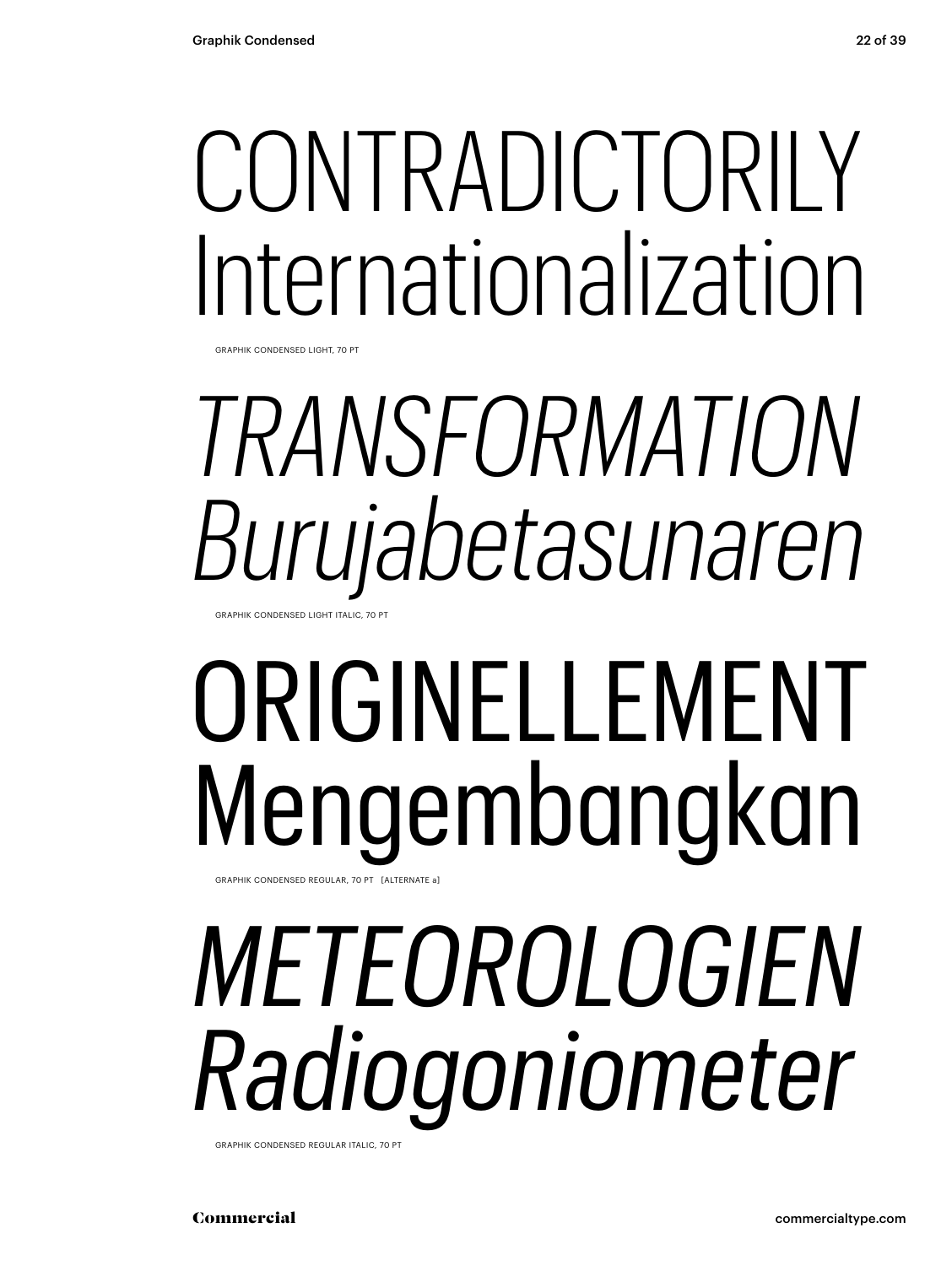CONTRADICTORILY
Internationalization

GRAPHIK CONDENSED LIGHT, 70 PT

*TRANSFORMATION*
*Burujabetasunaren*

GRAPHIK CONDENSED LIGHT ITALIC, 70 PT

ORIGINELLEMENT
Mengembangkan

GRAPHIK CONDENSED REGULAR, 70 PT [ALTERNATE a]

*METEOROLOGIEN*
*Radiogoniometer*

GRAPHIK CONDENSED REGULAR ITALIC, 70 PT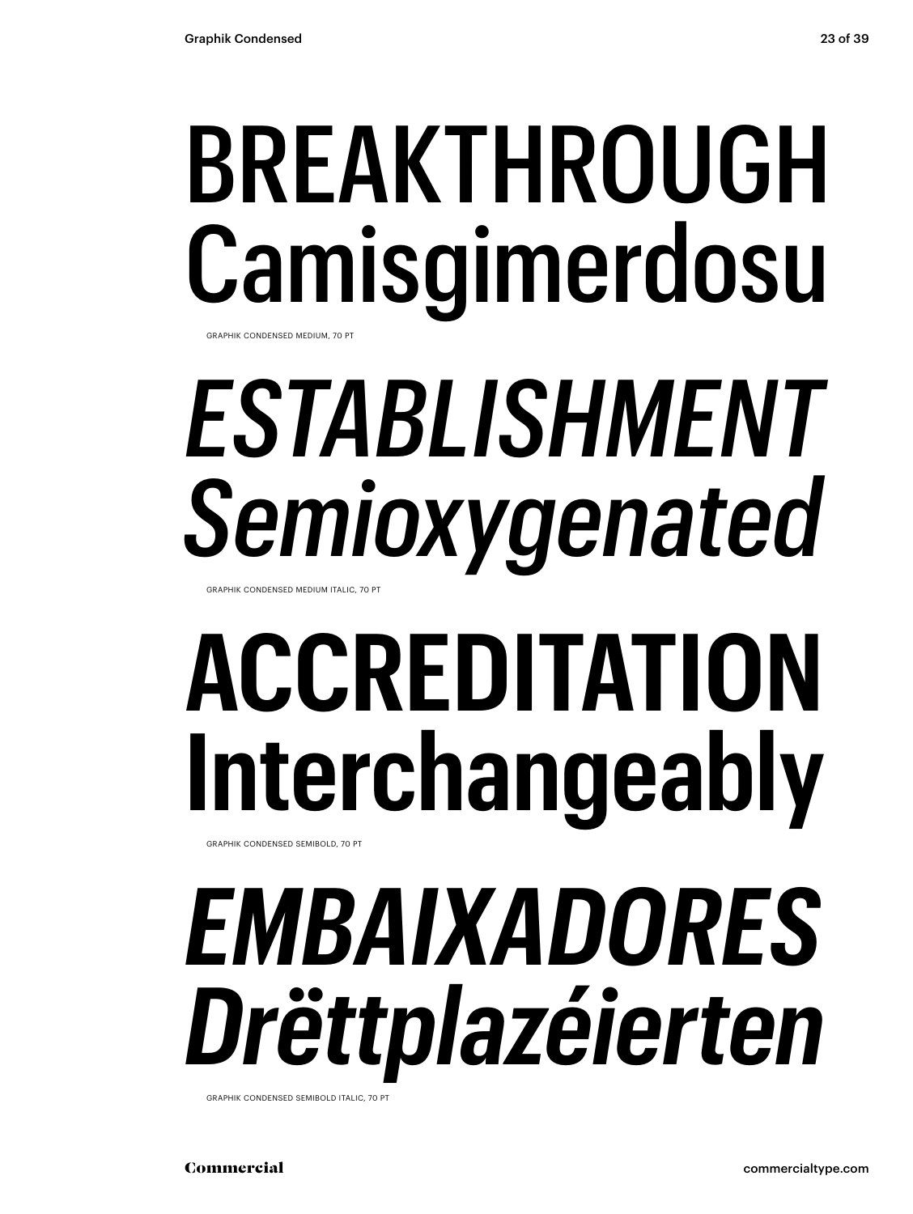BREAKTHROUGH
Camisgimerdosu

GRAPHIK CONDENSED MEDIUM, 70 PT

*ESTABLISHMENT*
*Semioxygenated*

GRAPHIK CONDENSED MEDIUM ITALIC, 70 PT

**ACCREDITATION**
**Interchangeably**

GRAPHIK CONDENSED SEMIBOLD, 70 PT

***EMBAIXADORES***
***Drëttplazéierten***

GRAPHIK CONDENSED SEMIBOLD ITALIC, 70 PT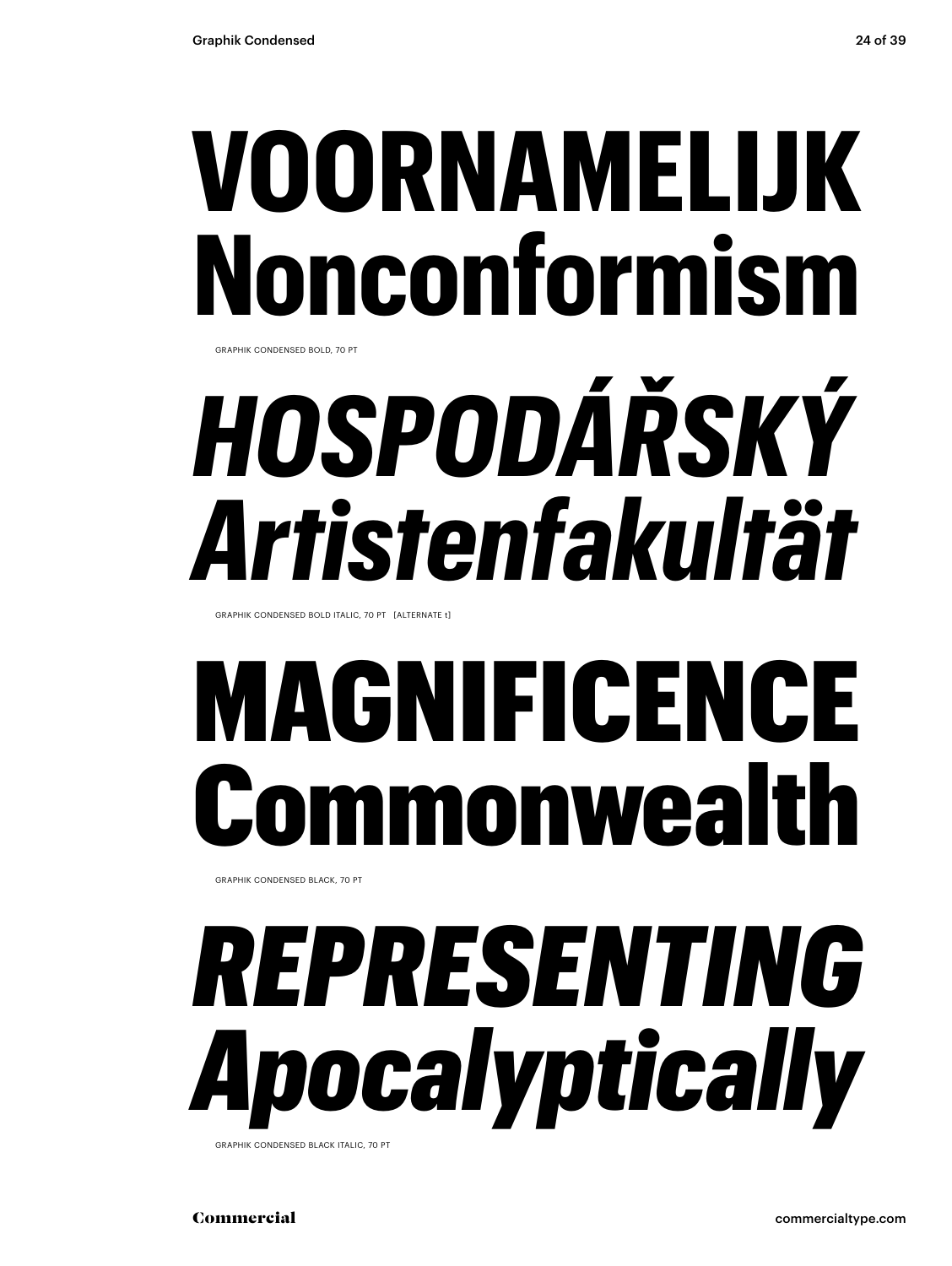# VOORNAMELIJK Nonconformism

GRAPHIK CONDENSED BOLD, 70 PT

# *HOSPODÁŘSKÝ Artistenfakultät*

GRAPHIK CONDENSED BOLD ITALIC, 70 PT [ALTERNATE t]

# MAGNIFICENCE Commonwealth

GRAPHIK CONDENSED BLACK, 70 PT

# *REPRESENTING Apocalyptically*

GRAPHIK CONDENSED BLACK ITALIC, 70 PT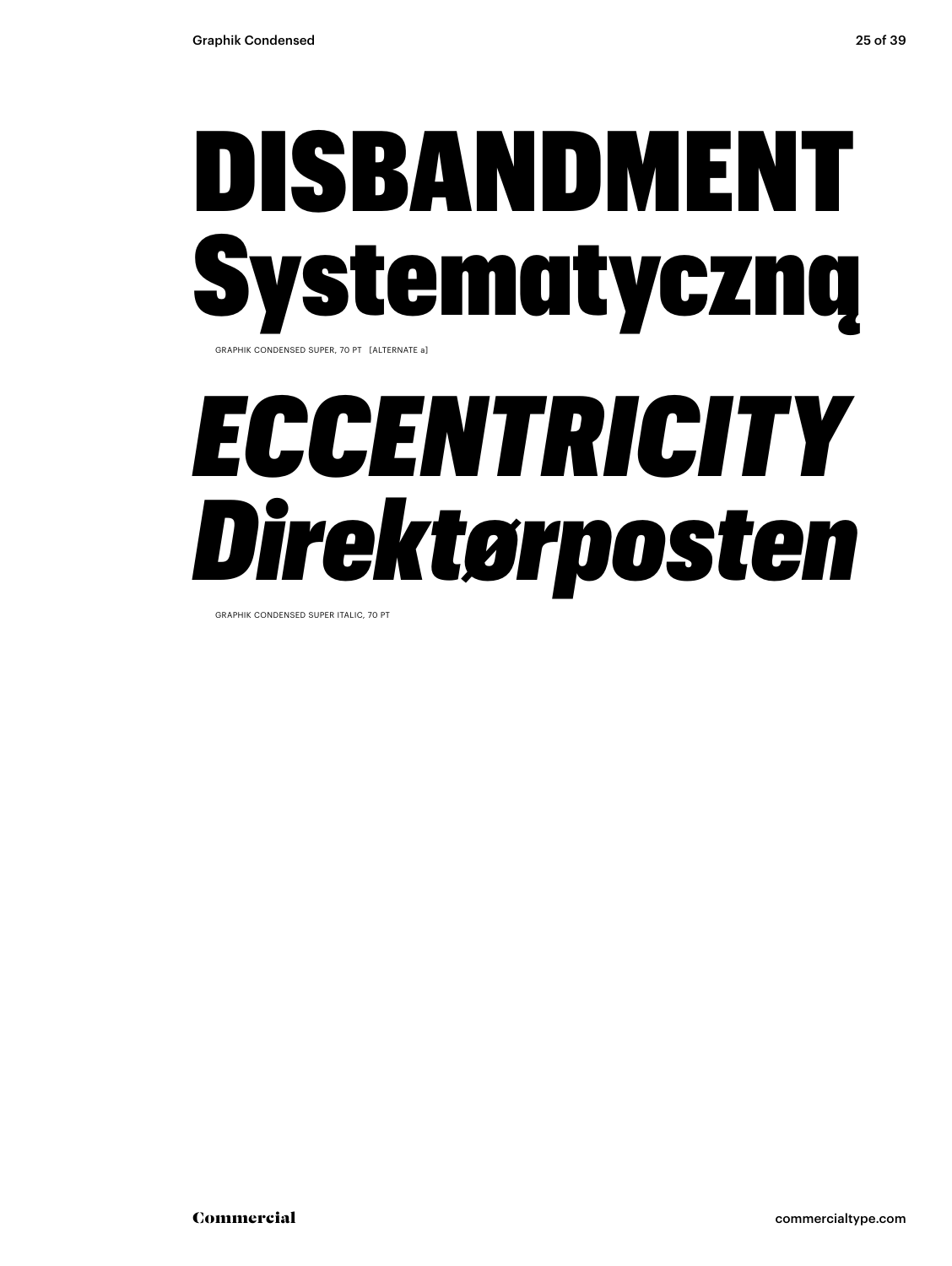# DISBANDMENT Systematyczną

GRAPHIK CONDENSED SUPER, 70 PT [ALTERNATE a]

# *ECCENTRICITY Direktørposten*

GRAPHIK CONDENSED SUPER ITALIC, 70 PT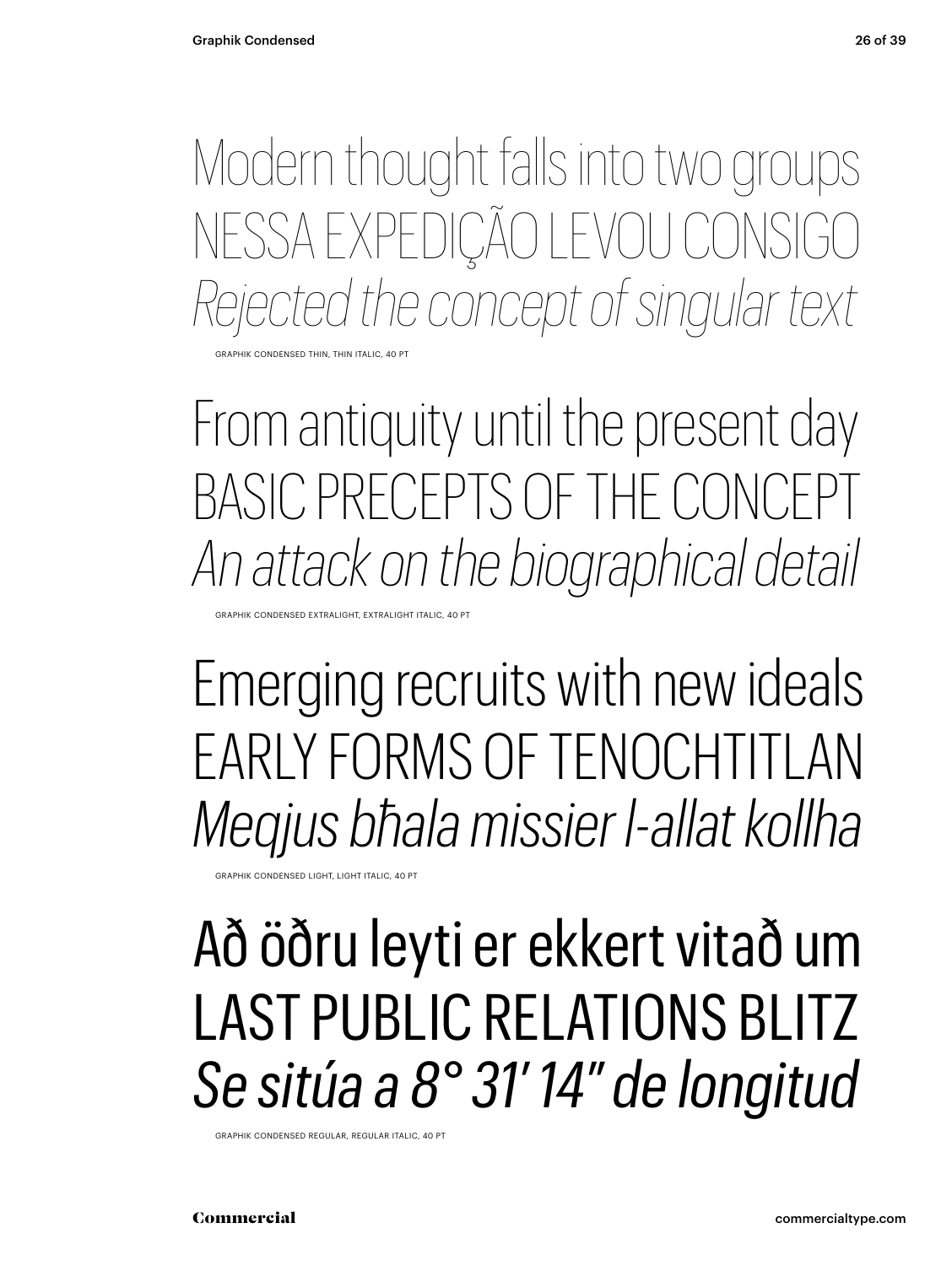Modern thought falls into two groups
NESSA EXPEDIÇÃO LEVOU CONSIGO
*Rejected the concept of singular text*

GRAPHIK CONDENSED THIN, THIN ITALIC, 40 PT

From antiquity until the present day
BASIC PRECEPTS OF THE CONCEPT
*An attack on the biographical detail*

GRAPHIK CONDENSED EXTRALIGHT, EXTRALIGHT ITALIC, 40 PT

Emerging recruits with new ideals
EARLY FORMS OF TENOCHTITLAN
*Meqjus bħala missier l-allat kollha*

GRAPHIK CONDENSED LIGHT, LIGHT ITALIC, 40 PT

Að öðru leyti er ekkert vitað um
LAST PUBLIC RELATIONS BLITZ
*Se sitúa a 8° 31′ 14″ de longitud*

GRAPHIK CONDENSED REGULAR, REGULAR ITALIC, 40 PT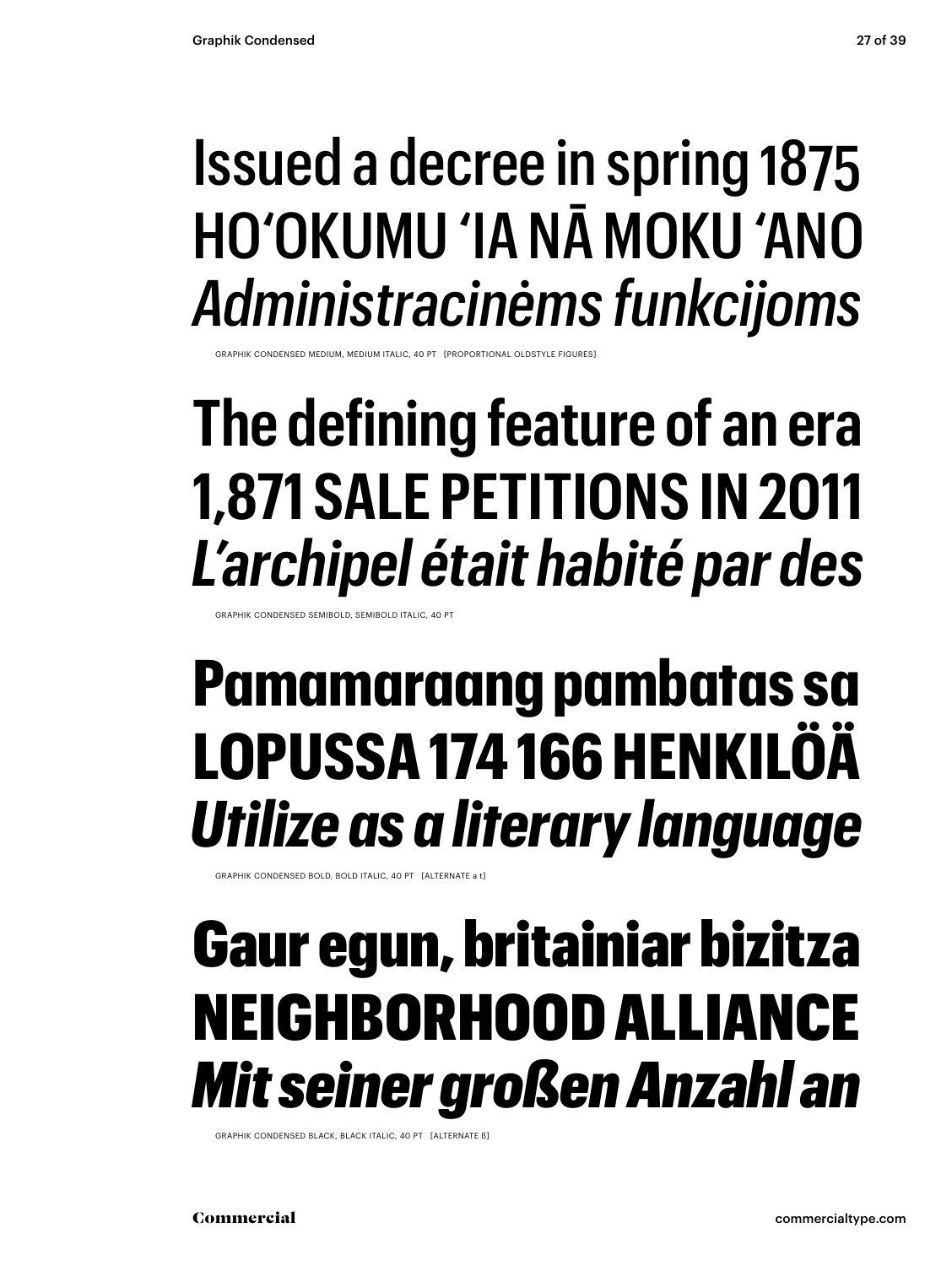Issued a decree in spring 1875
HO‘OKUMU ‘IA NĀ MOKU ‘ANO
*Administracinėms funkcijoms*

GRAPHIK CONDENSED MEDIUM, MEDIUM ITALIC, 40 PT [PROPORTIONAL OLDSTYLE FIGURES]

**The defining feature of an era**
**1,871 SALE PETITIONS IN 2011**
***L’archipel était habité par des***

GRAPHIK CONDENSED SEMIBOLD, SEMIBOLD ITALIC, 40 PT

**Pamamaraang pambatas sa**
**LOPUSSA 174 166 HENKILÖÄ**
***Utilize as a literary language***

GRAPHIK CONDENSED BOLD, BOLD ITALIC, 40 PT [ALTERNATE a t]

**Gaur egun, britainiar bizitza**
**NEIGHBORHOOD ALLIANCE**
***Mit seiner großen Anzahl an***

GRAPHIK CONDENSED BLACK, BLACK ITALIC, 40 PT [ALTERNATE ß]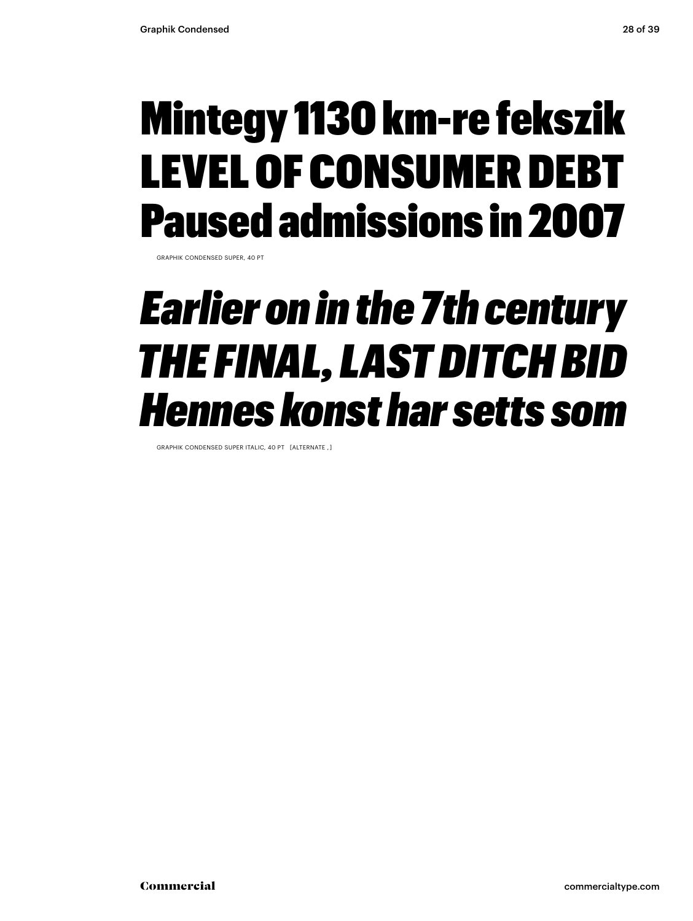# Mintegy 1130 km-re fekszik LEVEL OF CONSUMER DEBT Paused admissions in 2007

GRAPHIK CONDENSED SUPER, 40 PT

# *Earlier on in the 7th century THE FINAL, LAST DITCH BID Hennes konst har setts som*

GRAPHIK CONDENSED SUPER ITALIC, 40 PT [ALTERNATE , ]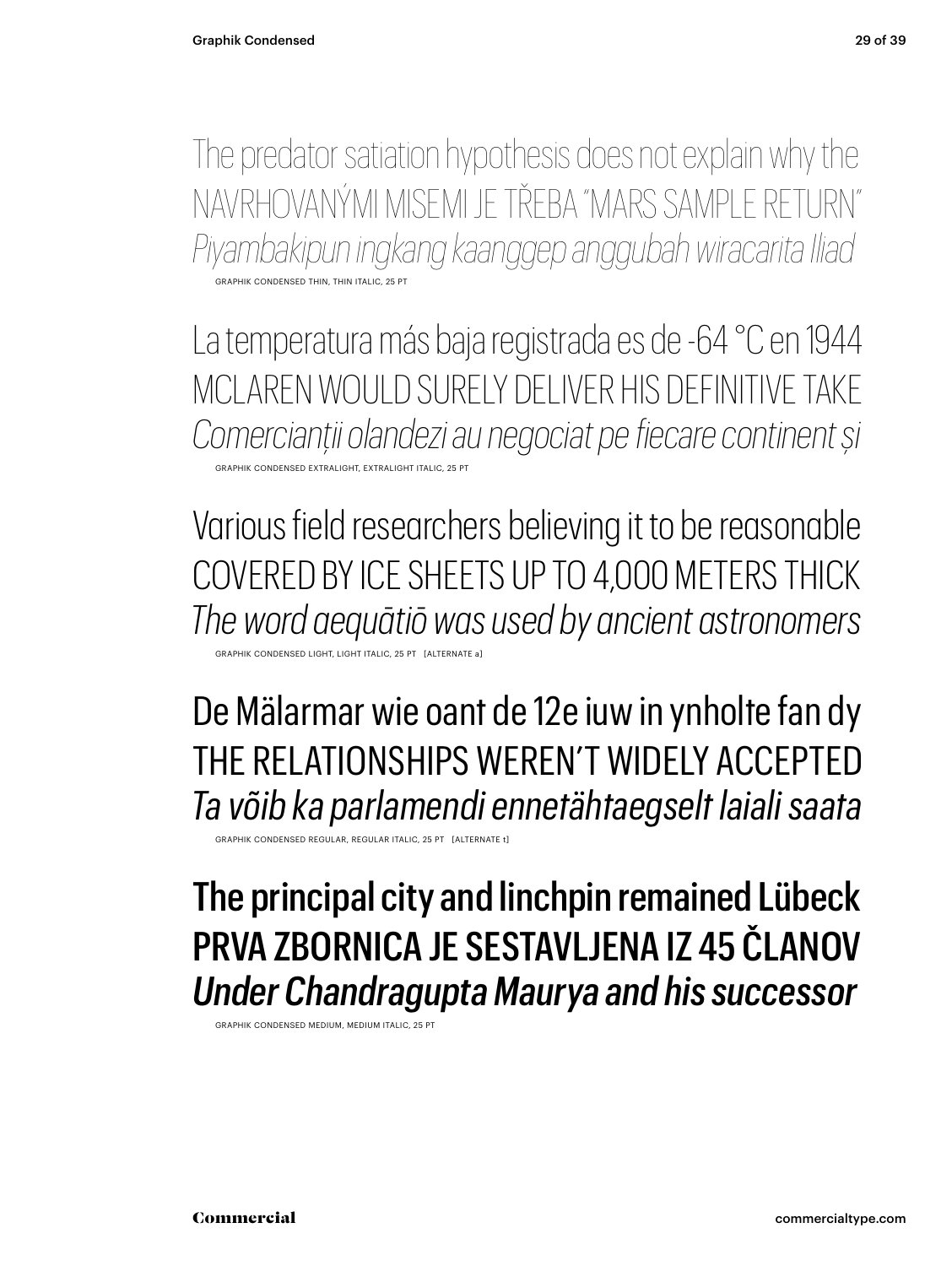The predator satiation hypothesis does not explain why the

NAVRHOVANÝMI MISEMI JE TŘEBA "MARS SAMPLE RETURN"

*Piyambakipun ingkang kaanggep anggubah wiracarita Iliad*

GRAPHIK CONDENSED THIN, THIN ITALIC, 25 PT

La temperatura más baja registrada es de -64 °C en 1944

MCLAREN WOULD SURELY DELIVER HIS DEFINITIVE TAKE

*Comercianții olandezi au negociat pe fiecare continent și*

GRAPHIK CONDENSED EXTRALIGHT, EXTRALIGHT ITALIC, 25 PT

Various field researchers believing it to be reasonable

COVERED BY ICE SHEETS UP TO 4,000 METERS THICK

*The word aequātiō was used by ancient astronomers*

GRAPHIK CONDENSED LIGHT, LIGHT ITALIC, 25 PT [ALTERNATE a]

De Mälarmar wie oant de 12e iuw in ynholte fan dy

THE RELATIONSHIPS WEREN'T WIDELY ACCEPTED

*Ta võib ka parlamendi ennetähtaegselt laiali saata*

GRAPHIK CONDENSED REGULAR, REGULAR ITALIC, 25 PT [ALTERNATE t]

The principal city and linchpin remained Lübeck

PRVA ZBORNICA JE SESTAVLJENA IZ 45 ČLANOV

*Under Chandragupta Maurya and his successor*

GRAPHIK CONDENSED MEDIUM, MEDIUM ITALIC, 25 PT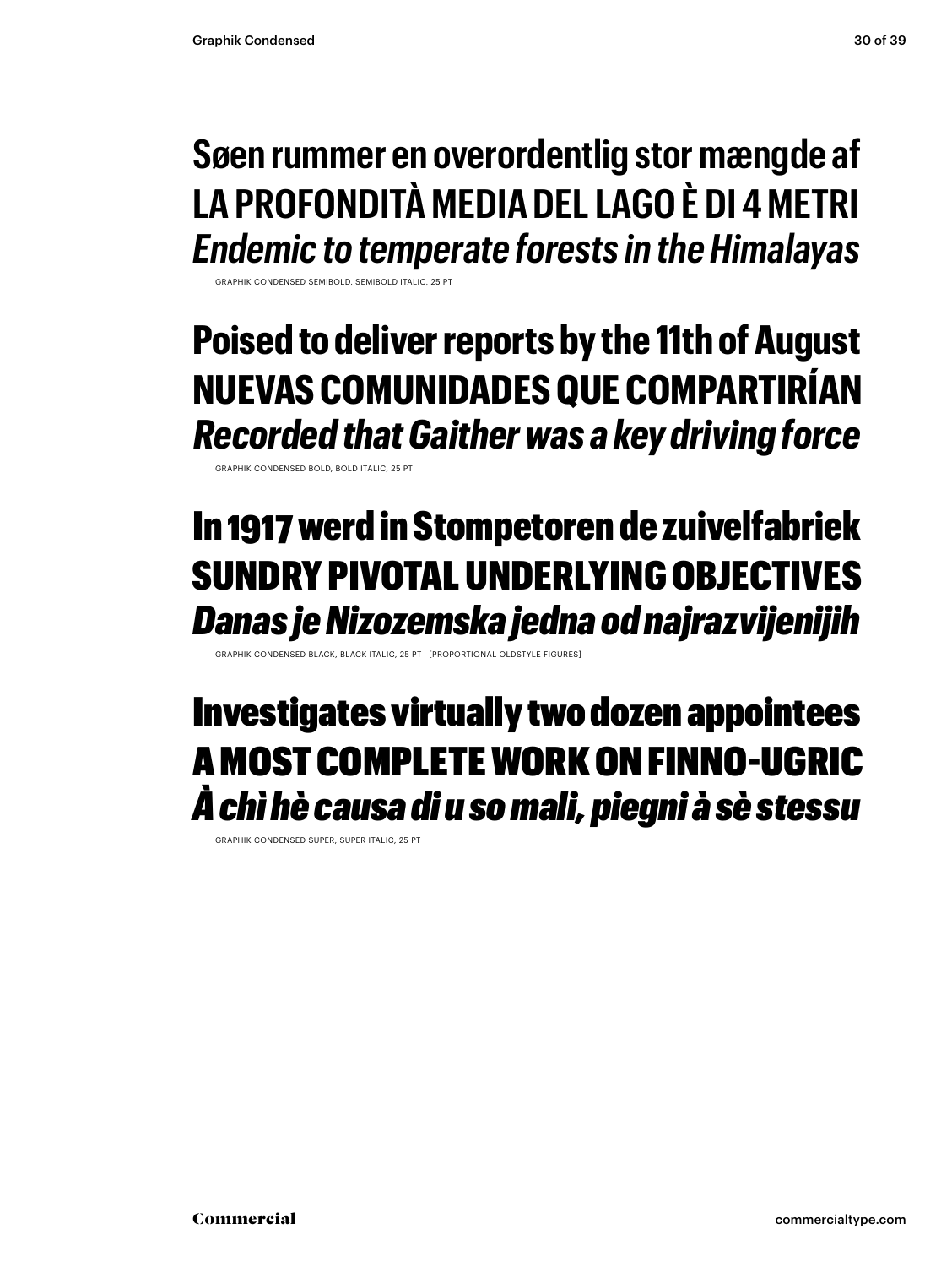Søen rummer en overordentlig stor mængde af

LA PROFONDITÀ MEDIA DEL LAGO È DI 4 METRI

*Endemic to temperate forests in the Himalayas*

GRAPHIK CONDENSED SEMIBOLD, SEMIBOLD ITALIC, 25 PT

**Poised to deliver reports by the 11th of August**

**NUEVAS COMUNIDADES QUE COMPARTIRÍAN**

***Recorded that Gaither was a key driving force***

GRAPHIK CONDENSED BOLD, BOLD ITALIC, 25 PT

**In 1917 werd in Stompetoren de zuivelfabriek**

**SUNDRY PIVOTAL UNDERLYING OBJECTIVES**

***Danas je Nizozemska jedna od najrazvijenijih***

GRAPHIK CONDENSED BLACK, BLACK ITALIC, 25 PT [PROPORTIONAL OLDSTYLE FIGURES]

**Investigates virtually two dozen appointees**

**A MOST COMPLETE WORK ON FINNO-UGRIC**

***À chì hè causa di u so mali, piegni à sè stessu***

GRAPHIK CONDENSED SUPER, SUPER ITALIC, 25 PT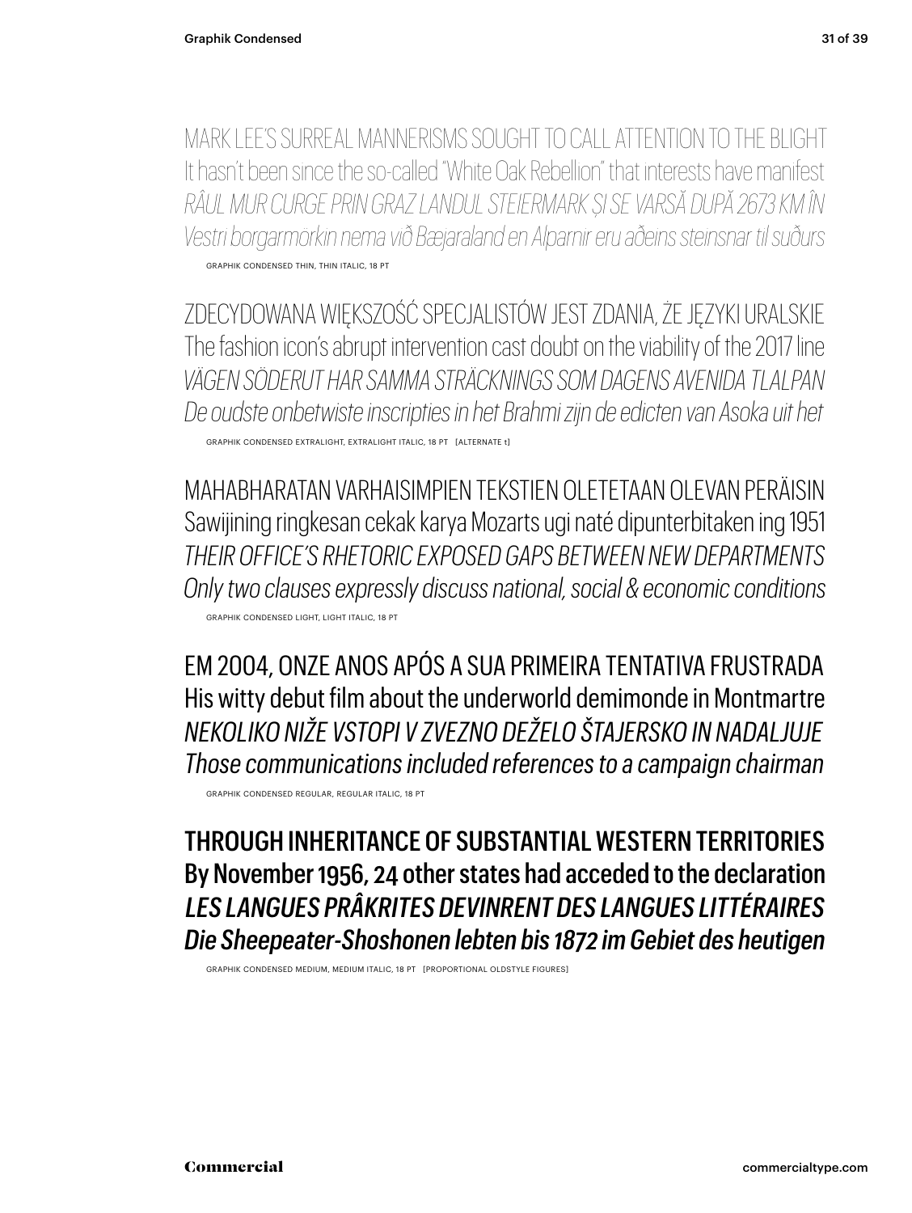MARK LEE'S SURREAL MANNERISMS SOUGHT TO CALL ATTENTION TO THE BLIGHT
It hasn't been since the so-called "White Oak Rebellion" that interests have manifest
*RÂUL MUR CURGE PRIN GRAZ LANDUL STEIERMARK ȘI SE VARSĂ DUPĂ 2673 KM ÎN*
*Vestri borgarmörkin nema við Bæjaraland en Alparnir eru aðeins steinsnar til suðurs*

GRAPHIK CONDENSED THIN, THIN ITALIC, 18 PT

ZDECYDOWANA WIĘKSZOŚĆ SPECJALISTÓW JEST ZDANIA, ŻE JĘZYKI URALSKIE
The fashion icon's abrupt intervention cast doubt on the viability of the 2017 line
*VÄGEN SÖDERUT HAR SAMMA STRÄCKNINGS SOM DAGENS AVENIDA TLALPAN*
*De oudste onbetwiste inscripties in het Brahmi zijn de edicten van Asoka uit het*

GRAPHIK CONDENSED EXTRALIGHT, EXTRALIGHT ITALIC, 18 PT [ALTERNATE t]

MAHABHARATAN VARHAISIMPIEN TEKSTIEN OLETETAAN OLEVAN PERÄISIN
Sawijining ringkesan cekak karya Mozarts ugi naté dipunterbitaken ing 1951
*THEIR OFFICE'S RHETORIC EXPOSED GAPS BETWEEN NEW DEPARTMENTS*
*Only two clauses expressly discuss national, social & economic conditions*

GRAPHIK CONDENSED LIGHT, LIGHT ITALIC, 18 PT

EM 2004, ONZE ANOS APÓS A SUA PRIMEIRA TENTATIVA FRUSTRADA
His witty debut film about the underworld demimonde in Montmartre
*NEKOLIKO NIŽE VSTOPI V ZVEZNO DEŽELO ŠTAJERSKO IN NADALJUJE*
*Those communications included references to a campaign chairman*

GRAPHIK CONDENSED REGULAR, REGULAR ITALIC, 18 PT

THROUGH INHERITANCE OF SUBSTANTIAL WESTERN TERRITORIES
By November 1956, 24 other states had acceded to the declaration
*LES LANGUES PRÂKRITES DEVINRENT DES LANGUES LITTÉRAIRES*
*Die Sheepeater-Shoshonen lebten bis 1872 im Gebiet des heutigen*

GRAPHIK CONDENSED MEDIUM, MEDIUM ITALIC, 18 PT [PROPORTIONAL OLDSTYLE FIGURES]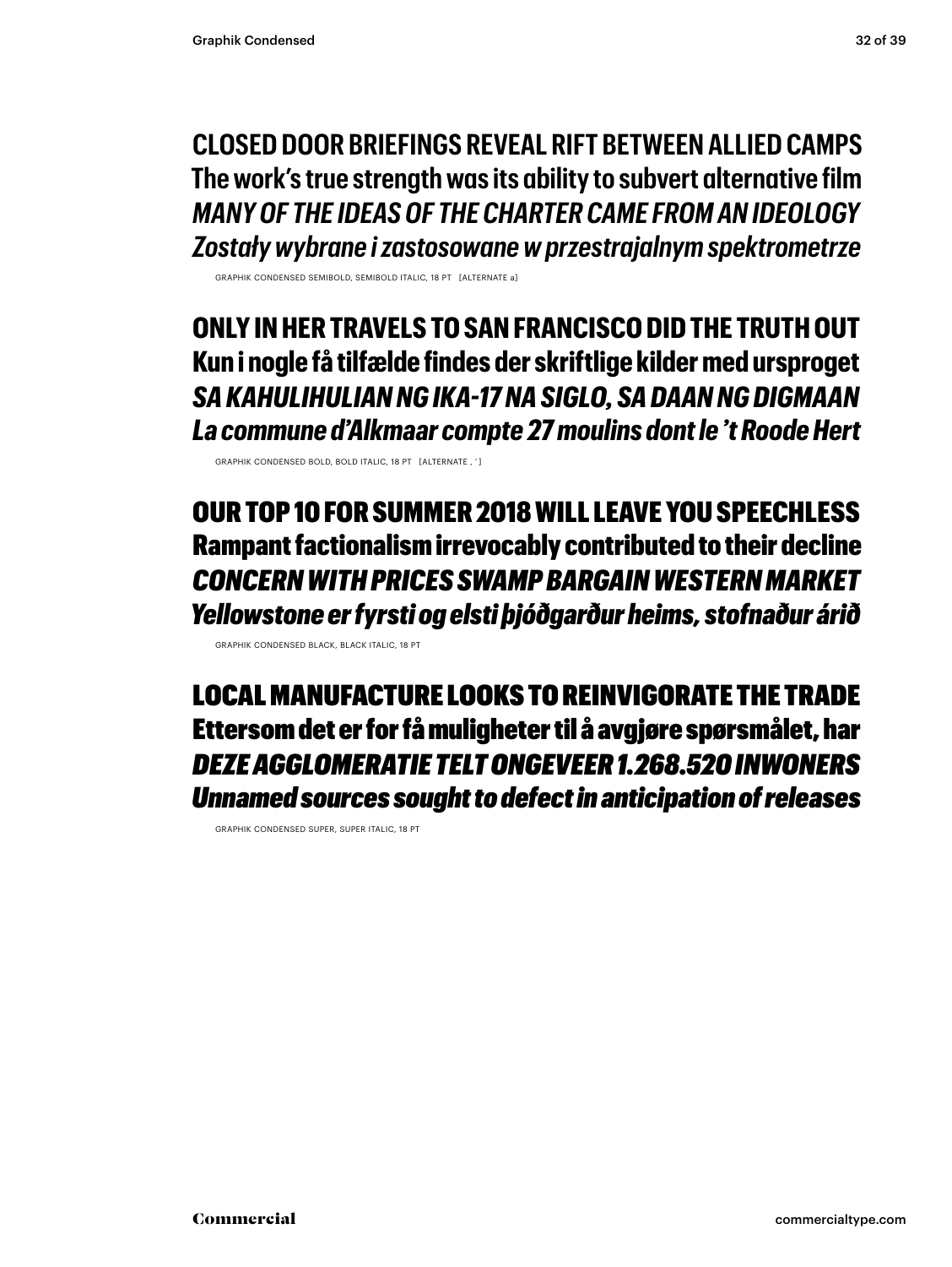**CLOSED DOOR BRIEFINGS REVEAL RIFT BETWEEN ALLIED CAMPS**
**The work's true strength was its ability to subvert alternative film**
***MANY OF THE IDEAS OF THE CHARTER CAME FROM AN IDEOLOGY***
***Zostały wybrane i zastosowane w przestrajalnym spektrometrze***

GRAPHIK CONDENSED SEMIBOLD, SEMIBOLD ITALIC, 18 PT [ALTERNATE a]

**ONLY IN HER TRAVELS TO SAN FRANCISCO DID THE TRUTH OUT**
**Kun i nogle få tilfælde findes der skriftlige kilder med ursproget**
***SA KAHULIHULIAN NG IKA-17 NA SIGLO, SA DAAN NG DIGMAAN***
***La commune d'Alkmaar compte 27 moulins dont le 't Roode Hert***

GRAPHIK CONDENSED BOLD, BOLD ITALIC, 18 PT [ALTERNATE , ' ]

**OUR TOP 10 FOR SUMMER 2018 WILL LEAVE YOU SPEECHLESS**
**Rampant factionalism irrevocably contributed to their decline**
***CONCERN WITH PRICES SWAMP BARGAIN WESTERN MARKET***
***Yellowstone er fyrsti og elsti þjóðgarður heims, stofnaður árið***

GRAPHIK CONDENSED BLACK, BLACK ITALIC, 18 PT

**LOCAL MANUFACTURE LOOKS TO REINVIGORATE THE TRADE**
**Ettersom det er for få muligheter til å avgjøre spørsmålet, har**
***DEZE AGGLOMERATIE TELT ONGEVEER 1.268.520 INWONERS***
***Unnamed sources sought to defect in anticipation of releases***

GRAPHIK CONDENSED SUPER, SUPER ITALIC, 18 PT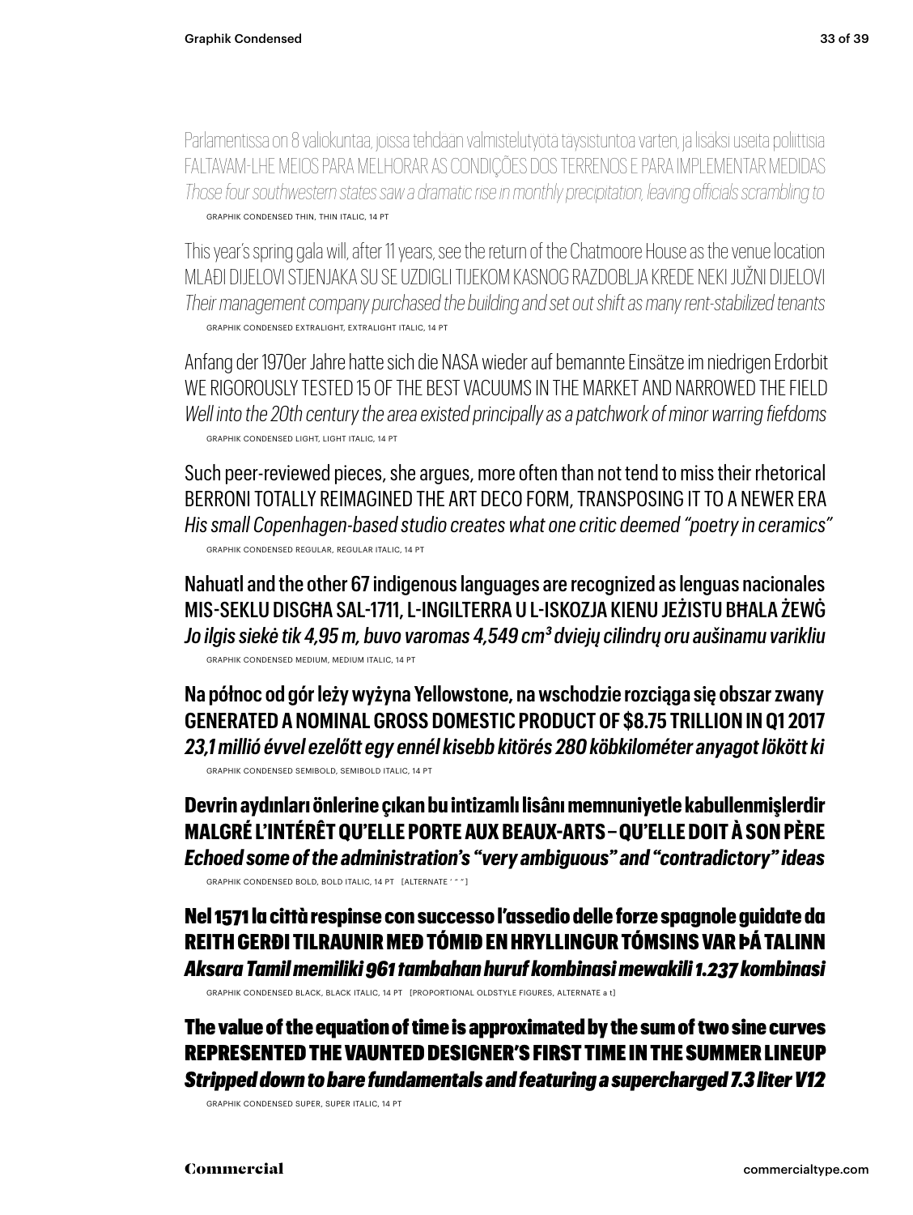Parlamentissa on 8 valiokuntaa, joissa tehdään valmistelutyötä täysistuntoa varten, ja lisäksi useita poliittisia
FALTAVAM-LHE MEIOS PARA MELHORAR AS CONDIÇÕES DOS TERRENOS E PARA IMPLEMENTAR MEDIDAS
*Those four southwestern states saw a dramatic rise in monthly precipitation, leaving officials scrambling to*

GRAPHIK CONDENSED THIN, THIN ITALIC, 14 PT

This year's spring gala will, after 11 years, see the return of the Chatmoore House as the venue location
MLAĐI DIJELOVI STJENJAKA SU SE UZDIGLI TIJEKOM KASNOG RAZDOBLJA KREDE NEKI JUŽNI DIJELOVI
*Their management company purchased the building and set out shift as many rent-stabilized tenants*

GRAPHIK CONDENSED EXTRALIGHT, EXTRALIGHT ITALIC, 14 PT

Anfang der 1970er Jahre hatte sich die NASA wieder auf bemannte Einsätze im niedrigen Erdorbit
WE RIGOROUSLY TESTED 15 OF THE BEST VACUUMS IN THE MARKET AND NARROWED THE FIELD
*Well into the 20th century the area existed principally as a patchwork of minor warring fiefdoms*

GRAPHIK CONDENSED LIGHT, LIGHT ITALIC, 14 PT

Such peer-reviewed pieces, she argues, more often than not tend to miss their rhetorical
BERRONI TOTALLY REIMAGINED THE ART DECO FORM, TRANSPOSING IT TO A NEWER ERA
*His small Copenhagen-based studio creates what one critic deemed "poetry in ceramics"*

GRAPHIK CONDENSED REGULAR, REGULAR ITALIC, 14 PT

Nahuatl and the other 67 indigenous languages are recognized as lenguas nacionales
MIS-SEKLU DISGĦA SAL-1711, L-INGILTERRA U L-ISKOZJA KIENU JEŻISTU BĦALA ŻEWĠ
*Jo ilgis siekė tik 4,95 m, buvo varomas 4,549 cm³ dviejų cilindrų oru aušinamu varikliu*

GRAPHIK CONDENSED MEDIUM, MEDIUM ITALIC, 14 PT

**Na północ od gór leży wyżyna Yellowstone, na wschodzie rozciąga się obszar zwany**
**GENERATED A NOMINAL GROSS DOMESTIC PRODUCT OF $8.75 TRILLION IN Q1 2017**
***23,1 millió évvel ezelőtt egy ennél kisebb kitörés 280 köbkilométer anyagot lökött ki***

GRAPHIK CONDENSED SEMIBOLD, SEMIBOLD ITALIC, 14 PT

**Devrin aydınları önlerine çıkan bu intizamlı lisânı memnuniyetle kabullenmişlerdir**
**MALGRÉ L'INTÉRÊT QU'ELLE PORTE AUX BEAUX-ARTS – QU'ELLE DOIT À SON PÈRE**
***Echoed some of the administration's "very ambiguous" and "contradictory" ideas***

GRAPHIK CONDENSED BOLD, BOLD ITALIC, 14 PT [ALTERNATE ' " "]

**Nel 1571 la città respinse con successo l'assedio delle forze spagnole guidate da**
**REITH GERÐI TILRAUNIR MEÐ TÓMIÐ EN HRYLLINGUR TÓMSINS VAR ÞÁ TALINN**
***Aksara Tamil memiliki 961 tambahan huruf kombinasi mewakili 1.237 kombinasi***

GRAPHIK CONDENSED BLACK, BLACK ITALIC, 14 PT [PROPORTIONAL OLDSTYLE FIGURES, ALTERNATE a t]

**The value of the equation of time is approximated by the sum of two sine curves**
**REPRESENTED THE VAUNTED DESIGNER'S FIRST TIME IN THE SUMMER LINEUP**
***Stripped down to bare fundamentals and featuring a supercharged 7.3 liter V12***

GRAPHIK CONDENSED SUPER, SUPER ITALIC, 14 PT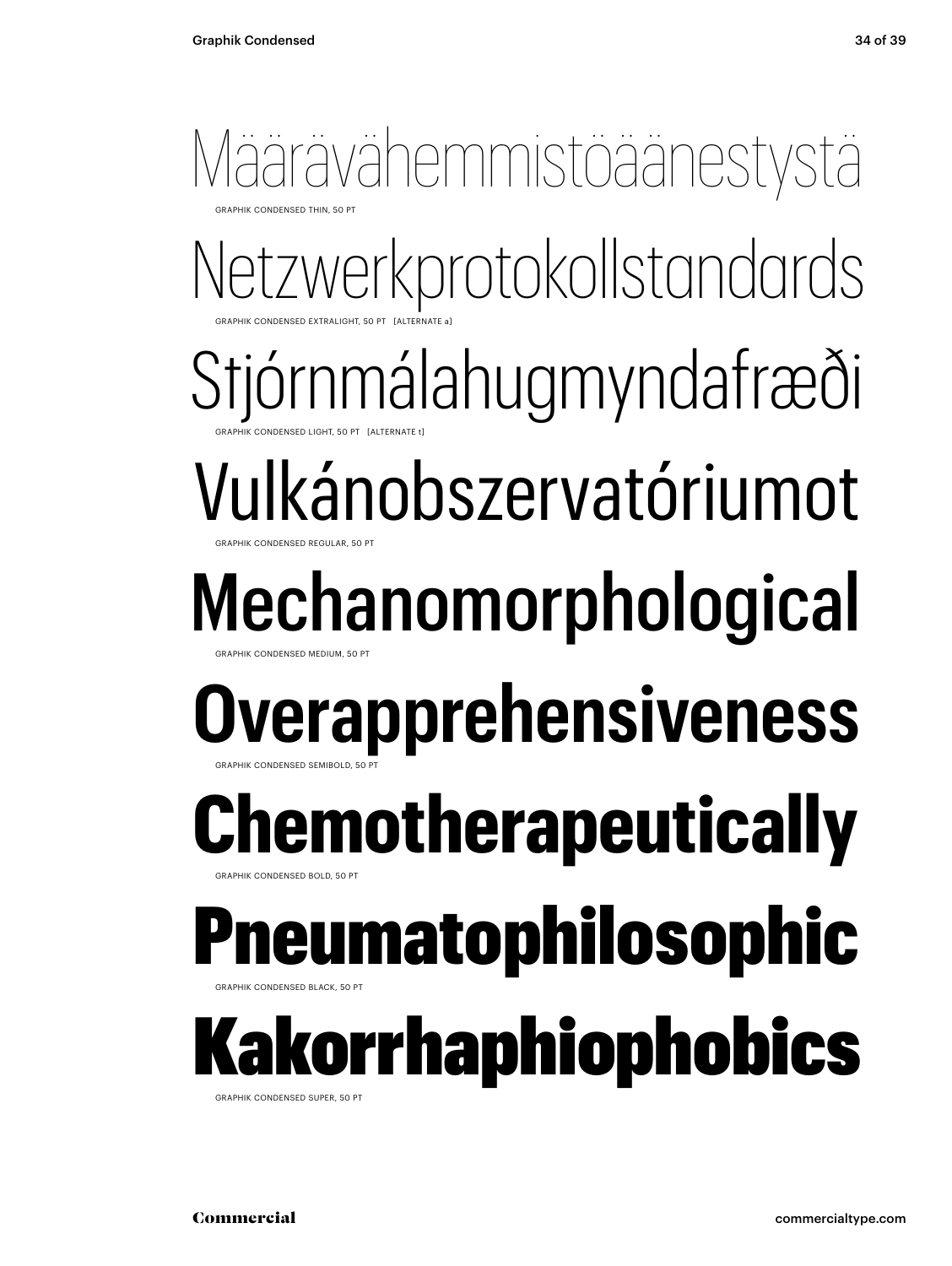Määrävähemmistöäänestystä

GRAPHIK CONDENSED THIN, 50 PT

Netzwerkprotokollstandards

GRAPHIK CONDENSED EXTRALIGHT, 50 PT [ALTERNATE a]

Stjórnmálahugmyndafræði

GRAPHIK CONDENSED LIGHT, 50 PT [ALTERNATE t]

Vulkánobszervatóriumot

GRAPHIK CONDENSED REGULAR, 50 PT

Mechanomorphological

GRAPHIK CONDENSED MEDIUM, 50 PT

**Overapprehensiveness**

GRAPHIK CONDENSED SEMIBOLD, 50 PT

**Chemotherapeutically**

GRAPHIK CONDENSED BOLD, 50 PT

**Pneumatophilosophic**

GRAPHIK CONDENSED BLACK, 50 PT

**Kakorrhaphiophobics**

GRAPHIK CONDENSED SUPER, 50 PT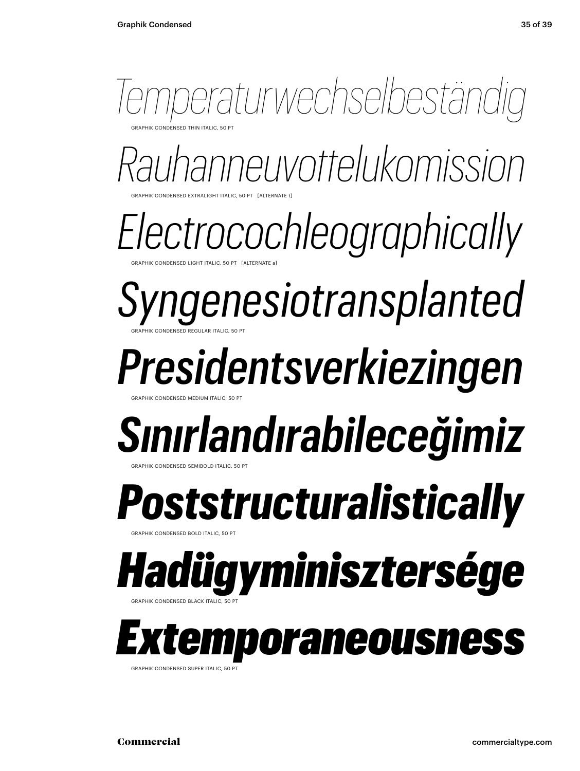*Temperaturwechselbeständig*

GRAPHIK CONDENSED THIN ITALIC, 50 PT

*Rauhanneuvottelukomission*

GRAPHIK CONDENSED EXTRALIGHT ITALIC, 50 PT [ALTERNATE t]

*Electrocochleographically*

GRAPHIK CONDENSED LIGHT ITALIC, 50 PT [ALTERNATE a]

*Syngenesiotransplanted*

GRAPHIK CONDENSED REGULAR ITALIC, 50 PT

*Presidentsverkiezingen*

GRAPHIK CONDENSED MEDIUM ITALIC, 50 PT

***Sınırlandırabileceğimiz***

GRAPHIK CONDENSED SEMIBOLD ITALIC, 50 PT

***Poststructuralistically***

GRAPHIK CONDENSED BOLD ITALIC, 50 PT

***Hadügyminisztersége***

GRAPHIK CONDENSED BLACK ITALIC, 50 PT

***Extemporaneousness***

GRAPHIK CONDENSED SUPER ITALIC, 50 PT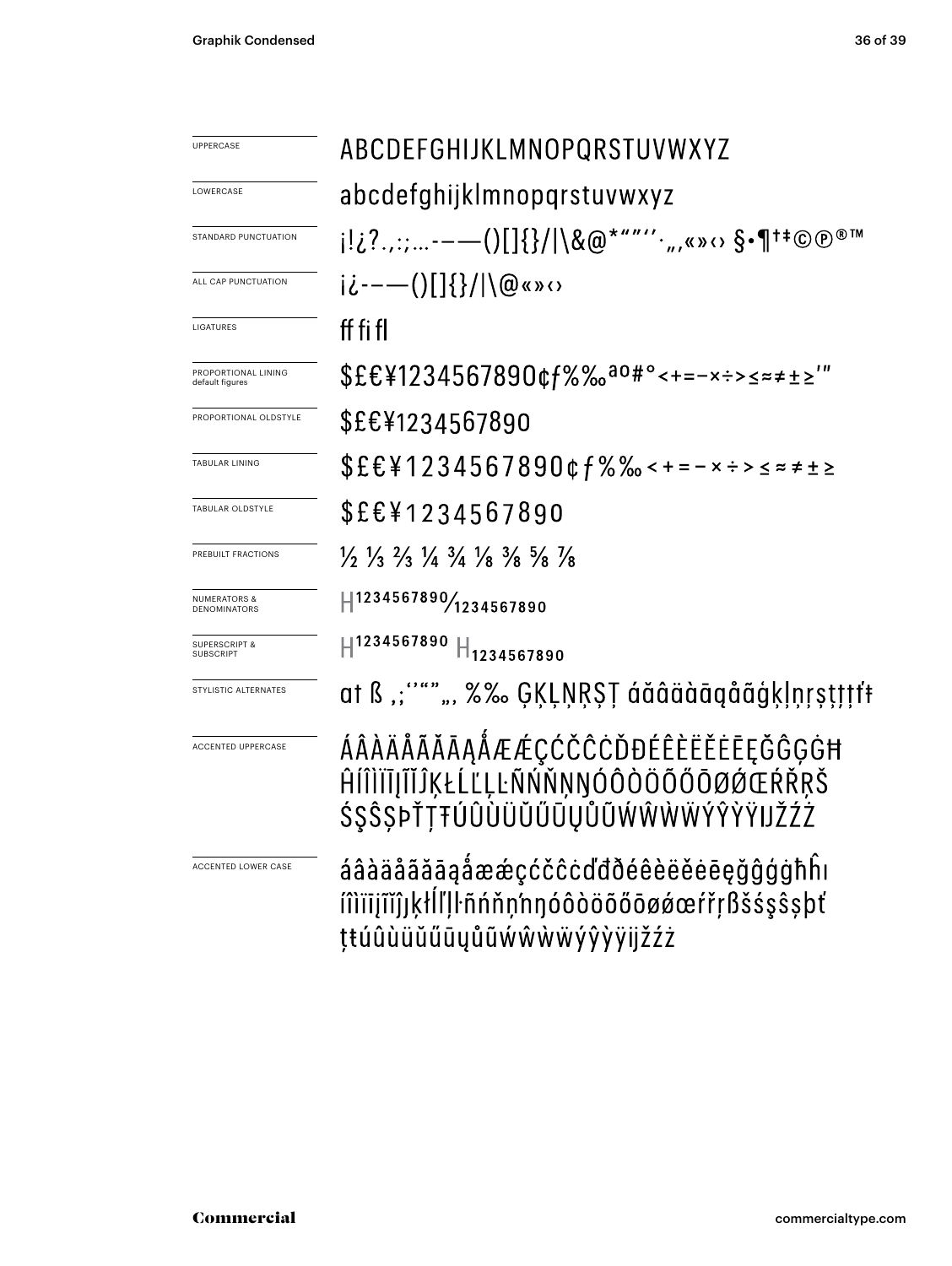| | |
|---|---|
| UPPERCASE | ABCDEFGHIJKLMNOPQRSTUVWXYZ |
| LOWERCASE | abcdefghijklmnopqrstuvwxyz |
| STANDARD PUNCTUATION | ¡!¿?.,:;…-–—()[]{}/\|\&@*"""''·‚„«»‹› §•¶†‡©℗®™ |
| ALL CAP PUNCTUATION | ¡¿-–—()[]{}/\|\@«»‹› |
| LIGATURES | ff fi fl |
| PROPORTIONAL LINING default figures | $£€¥1234567890¢ƒ%‰ªº#°<+=−×÷>≤≈≠±≥′″ |
| PROPORTIONAL OLDSTYLE | $£€¥1234567890 |
| TABULAR LINING | $£€¥1234567890¢ƒ%‰<+=−×÷>≤≈≠±≥ |
| TABULAR OLDSTYLE | $£€¥1234567890 |
| PREBUILT FRACTIONS | ½ ⅓ ⅔ ¼ ¾ ⅛ ⅜ ⅝ ⅞ |
| NUMERATORS & DENOMINATORS | H1234567890/1234567890 |
| SUPERSCRIPT & SUBSCRIPT | H1234567890 H1234567890 |
| STYLISTIC ALTERNATES | at ß ,;''""„, %‰ ĢĶĻŅŖȘȚ áăâäàāąåãģķļņŗșţțťŧ |
| ACCENTED UPPERCASE | ÁÂÀÄÅÃĂĀĄǺÆǼÇĆČĈĊĎĐÉÊÈËĚĖĒĘĞĜĢĠĦĤÍÎÌÏĪĮĨĬĴĶŁĹĽĻĿÑŃŇŅŊÓÔÒÖÕŐŌØǾŒŔŘŖŠŚŞŜȘÞŤŢŦÚÛÙÜŬŰŪŲŮŨẂŴẀẄÝŶỲŸĲŽŹŻ |
| ACCENTED LOWER CASE | áâàäåãăāąǻæǽçćčĉċďđðéêèëěėēęğĝģġħĥıíîìïīįĩĭȷķłĺľļŀñńňņŉŋóôòöõőōøǿœŕřŗßšśşŝșþťţŧúûùüŭűūųůũẃŵẁẅýŷỳÿĳžźż |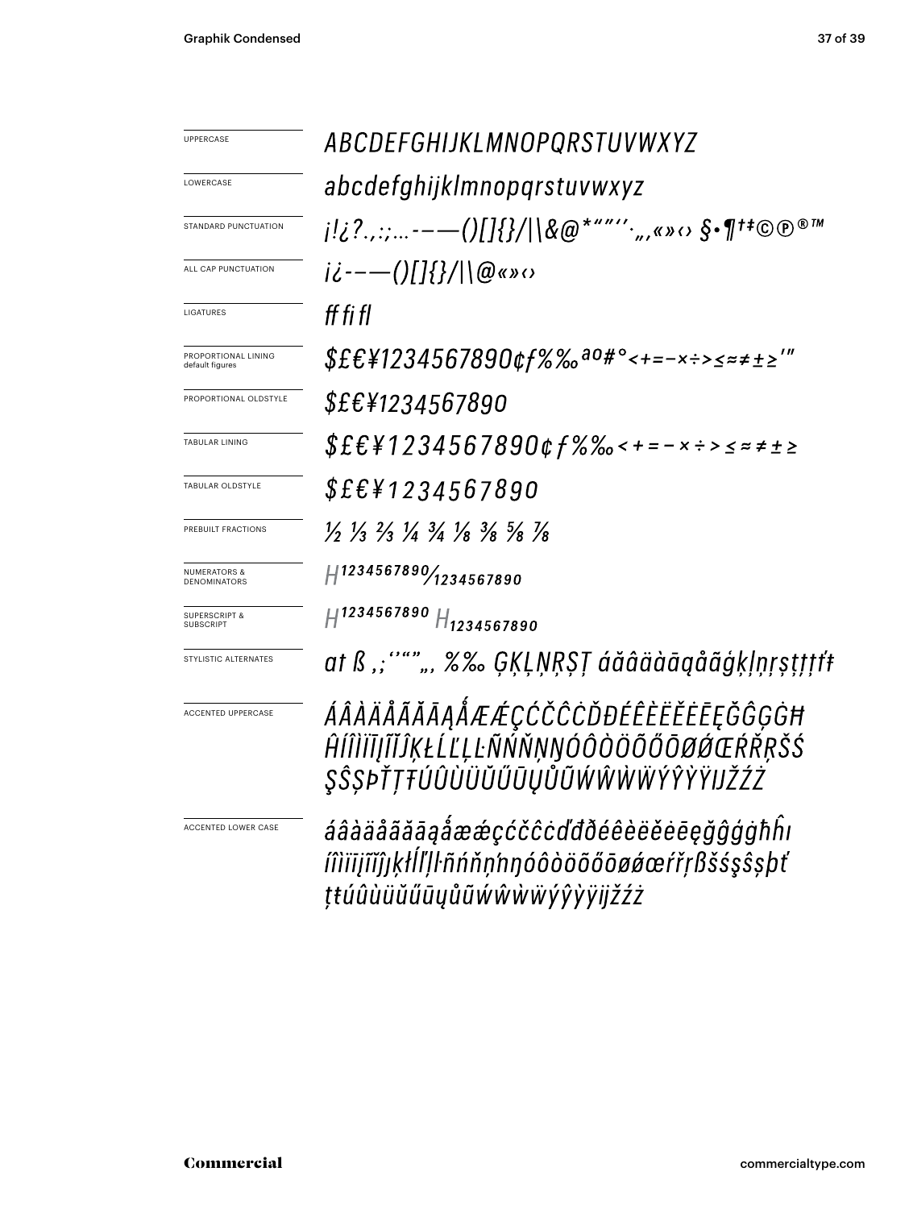| | |
|---|---|
| UPPERCASE | *ABCDEFGHIJKLMNOPQRSTUVWXYZ* |
| LOWERCASE | *abcdefghijklmnopqrstuvwxyz* |
| STANDARD PUNCTUATION | *¡!¿?.,:;...-–—()[]{}/\|\&@*"″'′·„‚«»‹› §•¶†‡©℗®™* |
| ALL CAP PUNCTUATION | *¡¿-–—()[]{}/\|\@«»‹›* |
| LIGATURES | *ff fi fl* |
| PROPORTIONAL LINING default figures | *$£€¥1234567890¢ƒ%‰ªº#°<+=−×÷>≤≈≠±≥'"* |
| PROPORTIONAL OLDSTYLE | *$£€¥1234567890* |
| TABULAR LINING | *$£€¥1234567890¢ƒ%‰<+=−×÷>≤≈≠±≥* |
| TABULAR OLDSTYLE | *$£€¥1234567890* |
| PREBUILT FRACTIONS | *½ ⅓ ⅔ ¼ ¾ ⅛ ⅜ ⅝ ⅞* |
| NUMERATORS & DENOMINATORS | *H1234567890/1234567890* |
| SUPERSCRIPT & SUBSCRIPT | *H1234567890 H1234567890* |
| STYLISTIC ALTERNATES | *at ß ,;''""„‚ %‰ ĢĶĻŅŖŞŢ áăâäàāąåãģķļņŗşţţţťŧ* |
| ACCENTED UPPERCASE | *ÁÂÀÄÅÃĂĀĄǺÆǼÇĆČĈĊĎĐÉÊÈËĚĖĒĘĞĜĢĠĦĤÍÎÌÏĪĮĨĬĴĶŁĹĽĻĿÑŃŇŅŊÓÔÒÖÕŐŌØǾŒŔŘŖŠŚŞŜȘÞŤŢŦÚÛÙÜŬŰŪŲŮŨẂŴẀẄÝŶỲŸĲŽŹŻ* |
| ACCENTED LOWER CASE | *áâàäåãăāąǻæǽçćčĉċďđðéêèëěėēęğĝģġħĥıíîìïīįĩĭĵķłĺľļŀñńňņŉŋóôòöõőōøǿœŕřŗßšśşŝșþťţŧúûùüŭűūųůũẃŵẁẅýŷỳÿĳžźż* |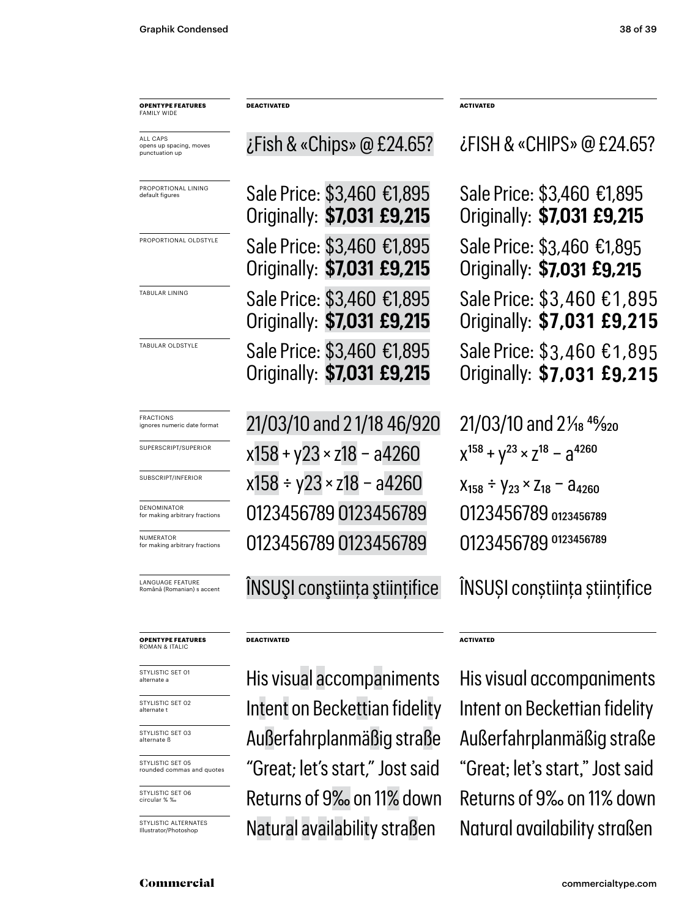| OPENTYPE FEATURES FAMILY WIDE | DEACTIVATED | ACTIVATED |
| --- | --- | --- |
| ALL CAPS opens up spacing, moves punctuation up | ¿Fish & «Chips» @ £24.65? | ¿FISH & «CHIPS» @ £24.65? |
| PROPORTIONAL LINING default figures | Sale Price: $3,460 €1,895 Originally: **$7,031 £9,215** | Sale Price: $3,460 €1,895 Originally: **$7,031 £9,215** |
| PROPORTIONAL OLDSTYLE | Sale Price: $3,460 €1,895 Originally: **$7,031 £9,215** | Sale Price: $3,460 €1,895 Originally: **$7,031 £9,215** |
| TABULAR LINING | Sale Price: $3,460 €1,895 Originally: **$7,031 £9,215** | Sale Price: $3,460 €1,895 Originally: **$7,031 £9,215** |
| TABULAR OLDSTYLE | Sale Price: $3,460 €1,895 Originally: **$7,031 £9,215** | Sale Price: $3,460 €1,895 Originally: **$7,031 £9,215** |
| FRACTIONS ignores numeric date format | 21/03/10 and 2 1/18 46/920 | 21/03/10 and 2 1⁄18 46⁄920 |
| SUPERSCRIPT/SUPERIOR | x158 + y23 × z18 − a4260 | $x^{158} + y^{23} \times z^{18} - a^{4260}$ |
| SUBSCRIPT/INFERIOR | x158 ÷ y23 × z18 − a4260 | $x_{158} \div y_{23} \times z_{18} - a_{4260}$ |
| DENOMINATOR for making arbitrary fractions | 0123456789 0123456789 | 0123456789 $_{0123456789}$ |
| NUMERATOR for making arbitrary fractions | 0123456789 0123456789 | 0123456789 $^{0123456789}$ |
| LANGUAGE FEATURE Română (Romanian) s accent | ÎNSUŞI conştiinţa ştiinţifice | ÎNSUȘI conștiința științifice |

| OPENTYPE FEATURES ROMAN & ITALIC | DEACTIVATED | ACTIVATED |
| --- | --- | --- |
| STYLISTIC SET 01 alternate a | His visual accompaniments | His visual accompaniments |
| STYLISTIC SET 02 alternate t | Intent on Beckettian fidelity | Intent on Beckettian fidelity |
| STYLISTIC SET 03 alternate ß | Außerfahrplanmäßig straße | Außerfahrplanmäßig straße |
| STYLISTIC SET 05 rounded commas and quotes | "Great; let's start," Jost said | "Great; let's start," Jost said |
| STYLISTIC SET 06 circular % ‰ | Returns of 9‰ on 11% down | Returns of 9‰ on 11% down |
| STYLISTIC ALTERNATES Illustrator/Photoshop | Natural availability straßen | Natural availability straßen |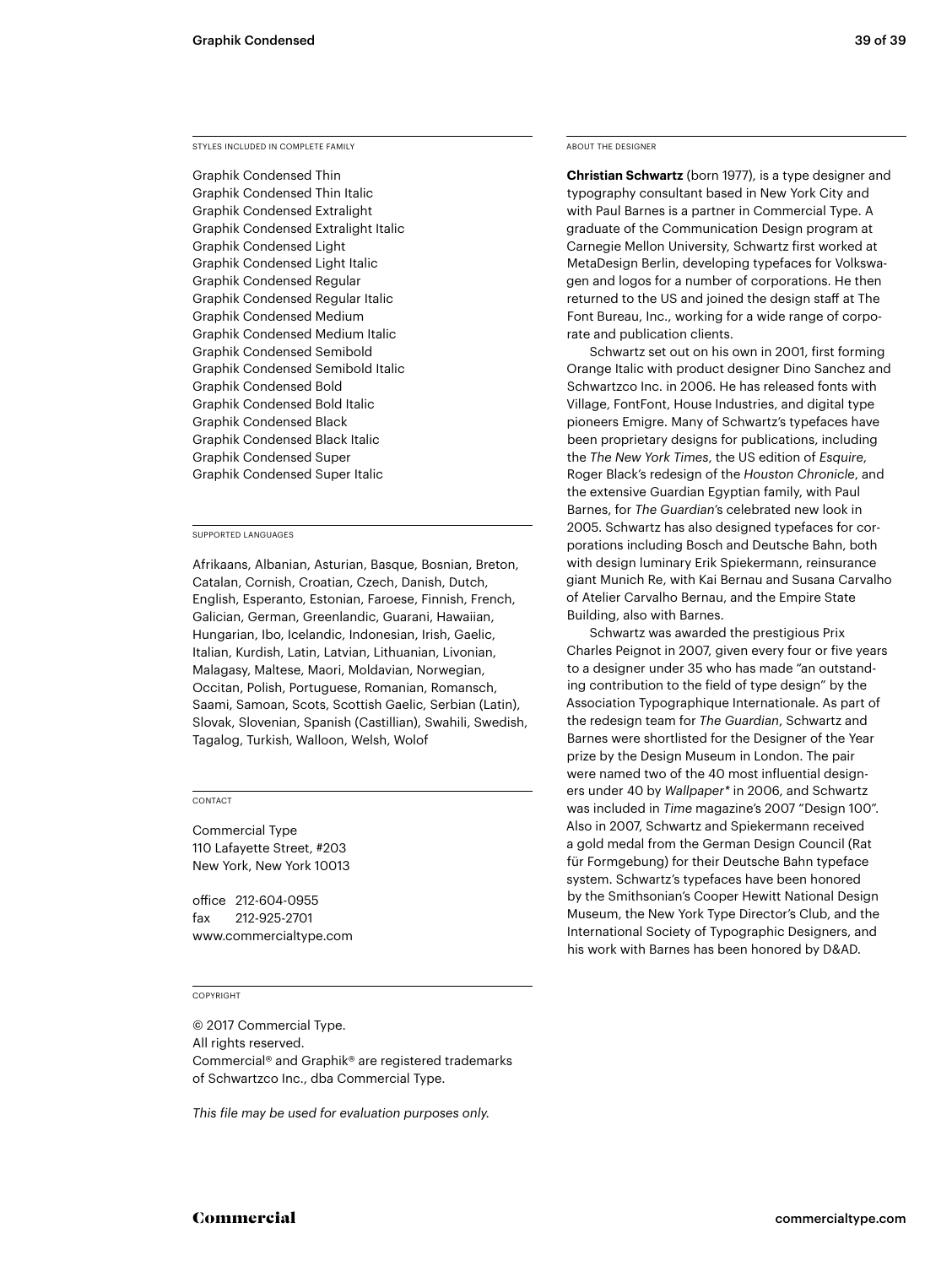## STYLES INCLUDED IN COMPLETE FAMILY

Graphik Condensed Thin
Graphik Condensed Thin Italic
Graphik Condensed Extralight
Graphik Condensed Extralight Italic
Graphik Condensed Light
Graphik Condensed Light Italic
Graphik Condensed Regular
Graphik Condensed Regular Italic
Graphik Condensed Medium
Graphik Condensed Medium Italic
Graphik Condensed Semibold
Graphik Condensed Semibold Italic
Graphik Condensed Bold
Graphik Condensed Bold Italic
Graphik Condensed Black
Graphik Condensed Black Italic
Graphik Condensed Super
Graphik Condensed Super Italic

## SUPPORTED LANGUAGES

Afrikaans, Albanian, Asturian, Basque, Bosnian, Breton, Catalan, Cornish, Croatian, Czech, Danish, Dutch, English, Esperanto, Estonian, Faroese, Finnish, French, Galician, German, Greenlandic, Guarani, Hawaiian, Hungarian, Ibo, Icelandic, Indonesian, Irish, Gaelic, Italian, Kurdish, Latin, Latvian, Lithuanian, Livonian, Malagasy, Maltese, Maori, Moldavian, Norwegian, Occitan, Polish, Portuguese, Romanian, Romansch, Saami, Samoan, Scots, Scottish Gaelic, Serbian (Latin), Slovak, Slovenian, Spanish (Castillian), Swahili, Swedish, Tagalog, Turkish, Walloon, Welsh, Wolof

## CONTACT

Commercial Type
110 Lafayette Street, #203
New York, New York 10013

office 212-604-0955
fax 212-925-2701
www.commercialtype.com

## COPYRIGHT

© 2017 Commercial Type.
All rights reserved.
Commercial® and Graphik® are registered trademarks of Schwartzco Inc., dba Commercial Type.

*This file may be used for evaluation purposes only.*

## ABOUT THE DESIGNER

**Christian Schwartz** (born 1977), is a type designer and typography consultant based in New York City and with Paul Barnes is a partner in Commercial Type. A graduate of the Communication Design program at Carnegie Mellon University, Schwartz first worked at MetaDesign Berlin, developing typefaces for Volkswagen and logos for a number of corporations. He then returned to the US and joined the design staff at The Font Bureau, Inc., working for a wide range of corporate and publication clients.

Schwartz set out on his own in 2001, first forming Orange Italic with product designer Dino Sanchez and Schwartzco Inc. in 2006. He has released fonts with Village, FontFont, House Industries, and digital type pioneers Emigre. Many of Schwartz's typefaces have been proprietary designs for publications, including the *The New York Times*, the US edition of *Esquire*, Roger Black's redesign of the *Houston Chronicle*, and the extensive Guardian Egyptian family, with Paul Barnes, for *The Guardian*'s celebrated new look in 2005. Schwartz has also designed typefaces for corporations including Bosch and Deutsche Bahn, both with design luminary Erik Spiekermann, reinsurance giant Munich Re, with Kai Bernau and Susana Carvalho of Atelier Carvalho Bernau, and the Empire State Building, also with Barnes.

Schwartz was awarded the prestigious Prix Charles Peignot in 2007, given every four or five years to a designer under 35 who has made "an outstanding contribution to the field of type design" by the Association Typographique Internationale. As part of the redesign team for *The Guardian*, Schwartz and Barnes were shortlisted for the Designer of the Year prize by the Design Museum in London. The pair were named two of the 40 most influential designers under 40 by *Wallpaper** in 2006, and Schwartz was included in *Time* magazine's 2007 "Design 100". Also in 2007, Schwartz and Spiekermann received a gold medal from the German Design Council (Rat für Formgebung) for their Deutsche Bahn typeface system. Schwartz's typefaces have been honored by the Smithsonian's Cooper Hewitt National Design Museum, the New York Type Director's Club, and the International Society of Typographic Designers, and his work with Barnes has been honored by D&AD.